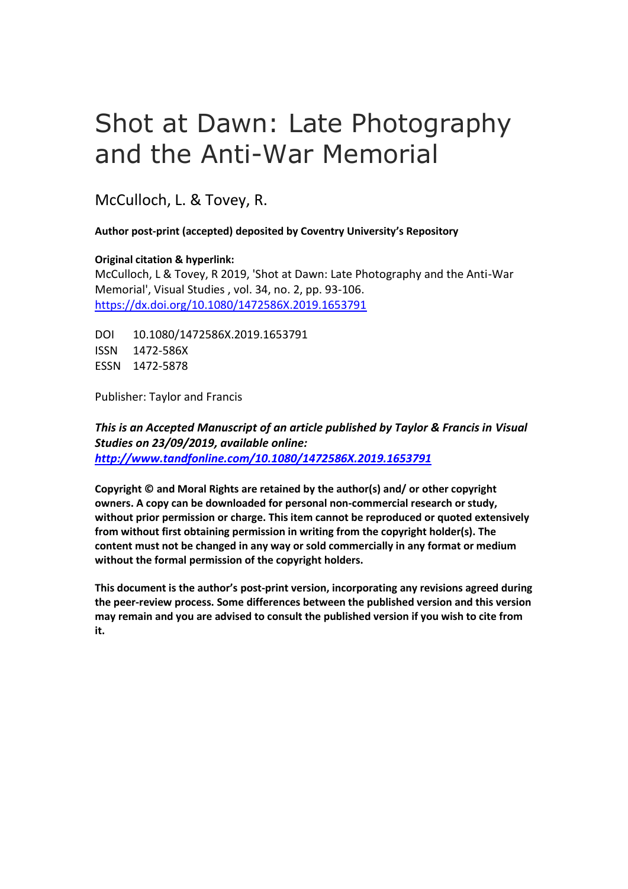# Shot at Dawn: Late Photography and the Anti-War Memorial

McCulloch, L. & Tovey, R.

**Author post-print (accepted) deposited by Coventry University's Repository**

**Original citation & hyperlink:**
McCulloch, L & Tovey, R 2019, 'Shot at Dawn: Late Photography and the Anti-War Memorial', Visual Studies , vol. 34, no. 2, pp. 93-106.
https://dx.doi.org/10.1080/1472586X.2019.1653791

DOI 10.1080/1472586X.2019.1653791
ISSN 1472-586X
ESSN 1472-5878

Publisher: Taylor and Francis

***This is an Accepted Manuscript of an article published by Taylor & Francis in Visual Studies on 23/09/2019, available online: http://www.tandfonline.com/10.1080/1472586X.2019.1653791***

**Copyright © and Moral Rights are retained by the author(s) and/ or other copyright owners. A copy can be downloaded for personal non-commercial research or study, without prior permission or charge. This item cannot be reproduced or quoted extensively from without first obtaining permission in writing from the copyright holder(s). The content must not be changed in any way or sold commercially in any format or medium without the formal permission of the copyright holders.**

**This document is the author's post-print version, incorporating any revisions agreed during the peer-review process. Some differences between the published version and this version may remain and you are advised to consult the published version if you wish to cite from it.**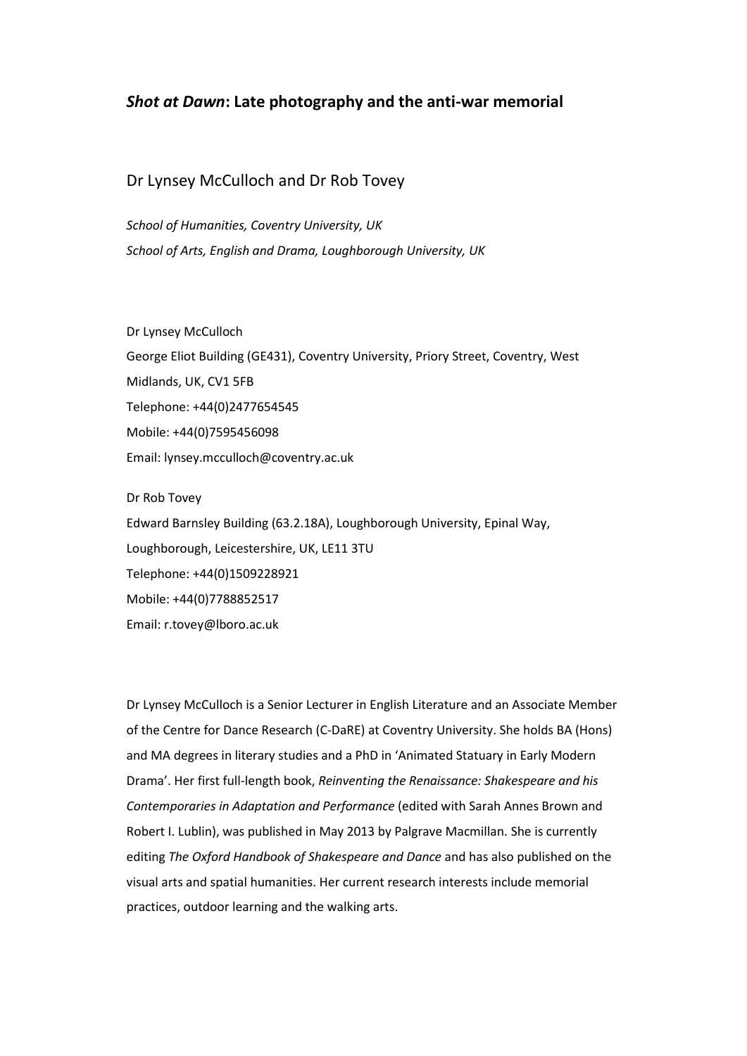# *Shot at Dawn*: Late photography and the anti-war memorial

Dr Lynsey McCulloch and Dr Rob Tovey

*School of Humanities, Coventry University, UK*
*School of Arts, English and Drama, Loughborough University, UK*

Dr Lynsey McCulloch
George Eliot Building (GE431), Coventry University, Priory Street, Coventry, West Midlands, UK, CV1 5FB
Telephone: +44(0)2477654545
Mobile: +44(0)7595456098
Email: lynsey.mcculloch@coventry.ac.uk

Dr Rob Tovey
Edward Barnsley Building (63.2.18A), Loughborough University, Epinal Way, Loughborough, Leicestershire, UK, LE11 3TU
Telephone: +44(0)1509228921
Mobile: +44(0)7788852517
Email: r.tovey@lboro.ac.uk

Dr Lynsey McCulloch is a Senior Lecturer in English Literature and an Associate Member of the Centre for Dance Research (C-DaRE) at Coventry University. She holds BA (Hons) and MA degrees in literary studies and a PhD in 'Animated Statuary in Early Modern Drama'. Her first full-length book, *Reinventing the Renaissance: Shakespeare and his Contemporaries in Adaptation and Performance* (edited with Sarah Annes Brown and Robert I. Lublin), was published in May 2013 by Palgrave Macmillan. She is currently editing *The Oxford Handbook of Shakespeare and Dance* and has also published on the visual arts and spatial humanities. Her current research interests include memorial practices, outdoor learning and the walking arts.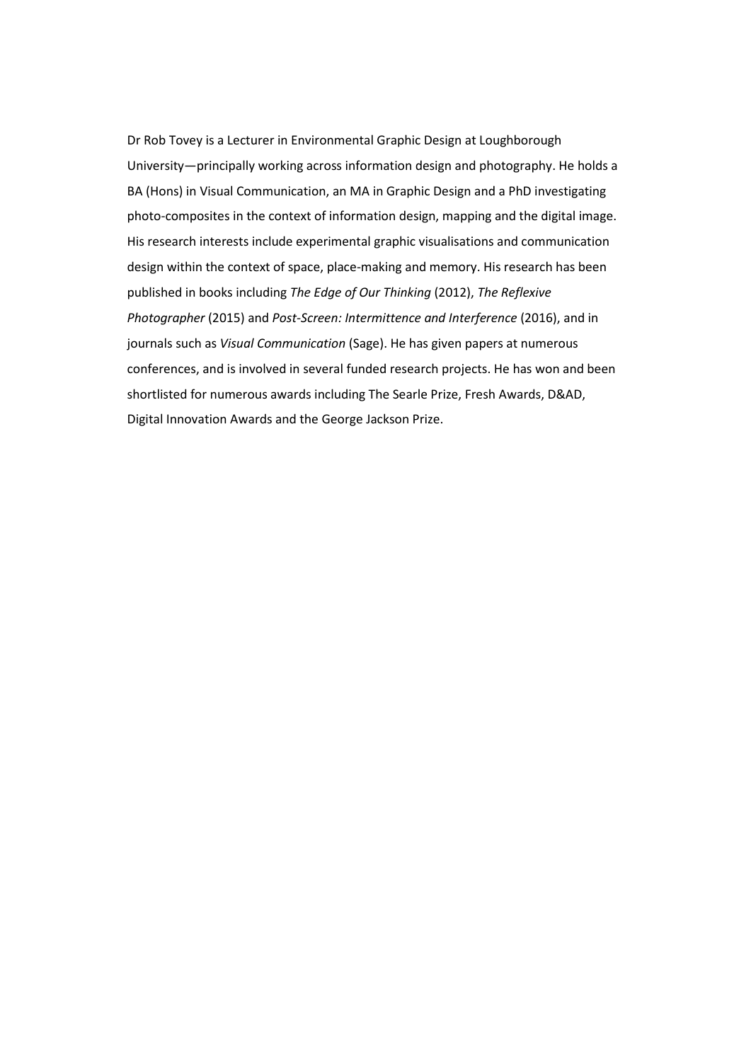Dr Rob Tovey is a Lecturer in Environmental Graphic Design at Loughborough University—principally working across information design and photography. He holds a BA (Hons) in Visual Communication, an MA in Graphic Design and a PhD investigating photo-composites in the context of information design, mapping and the digital image. His research interests include experimental graphic visualisations and communication design within the context of space, place-making and memory. His research has been published in books including *The Edge of Our Thinking* (2012), *The Reflexive Photographer* (2015) and *Post-Screen: Intermittence and Interference* (2016), and in journals such as *Visual Communication* (Sage). He has given papers at numerous conferences, and is involved in several funded research projects. He has won and been shortlisted for numerous awards including The Searle Prize, Fresh Awards, D&AD, Digital Innovation Awards and the George Jackson Prize.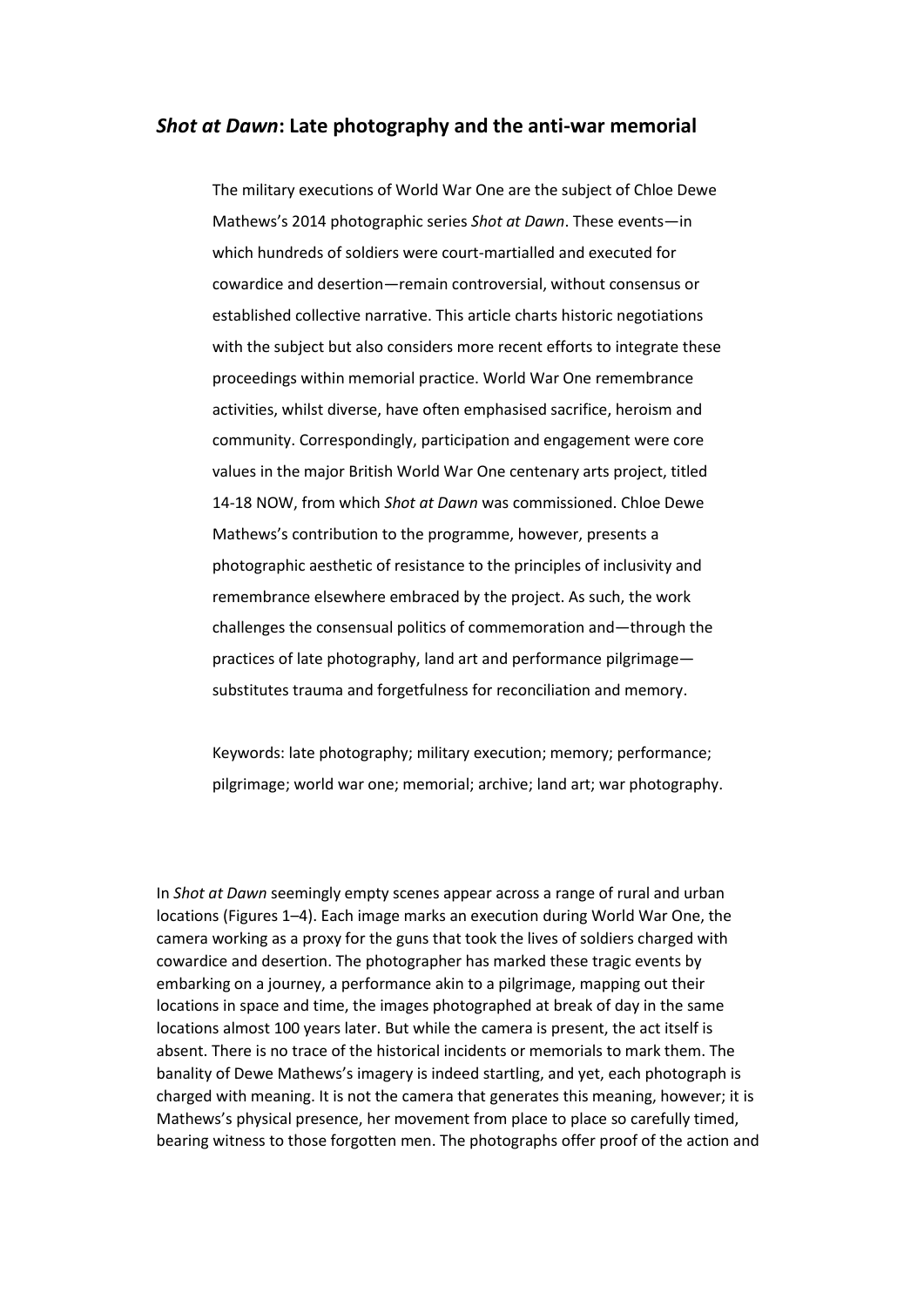## *Shot at Dawn*: Late photography and the anti-war memorial

The military executions of World War One are the subject of Chloe Dewe Mathews's 2014 photographic series *Shot at Dawn*. These events—in which hundreds of soldiers were court-martialled and executed for cowardice and desertion—remain controversial, without consensus or established collective narrative. This article charts historic negotiations with the subject but also considers more recent efforts to integrate these proceedings within memorial practice. World War One remembrance activities, whilst diverse, have often emphasised sacrifice, heroism and community. Correspondingly, participation and engagement were core values in the major British World War One centenary arts project, titled 14-18 NOW, from which *Shot at Dawn* was commissioned. Chloe Dewe Mathews's contribution to the programme, however, presents a photographic aesthetic of resistance to the principles of inclusivity and remembrance elsewhere embraced by the project. As such, the work challenges the consensual politics of commemoration and—through the practices of late photography, land art and performance pilgrimage—substitutes trauma and forgetfulness for reconciliation and memory.

Keywords: late photography; military execution; memory; performance; pilgrimage; world war one; memorial; archive; land art; war photography.

In *Shot at Dawn* seemingly empty scenes appear across a range of rural and urban locations (Figures 1–4). Each image marks an execution during World War One, the camera working as a proxy for the guns that took the lives of soldiers charged with cowardice and desertion. The photographer has marked these tragic events by embarking on a journey, a performance akin to a pilgrimage, mapping out their locations in space and time, the images photographed at break of day in the same locations almost 100 years later. But while the camera is present, the act itself is absent. There is no trace of the historical incidents or memorials to mark them. The banality of Dewe Mathews's imagery is indeed startling, and yet, each photograph is charged with meaning. It is not the camera that generates this meaning, however; it is Mathews's physical presence, her movement from place to place so carefully timed, bearing witness to those forgotten men. The photographs offer proof of the action and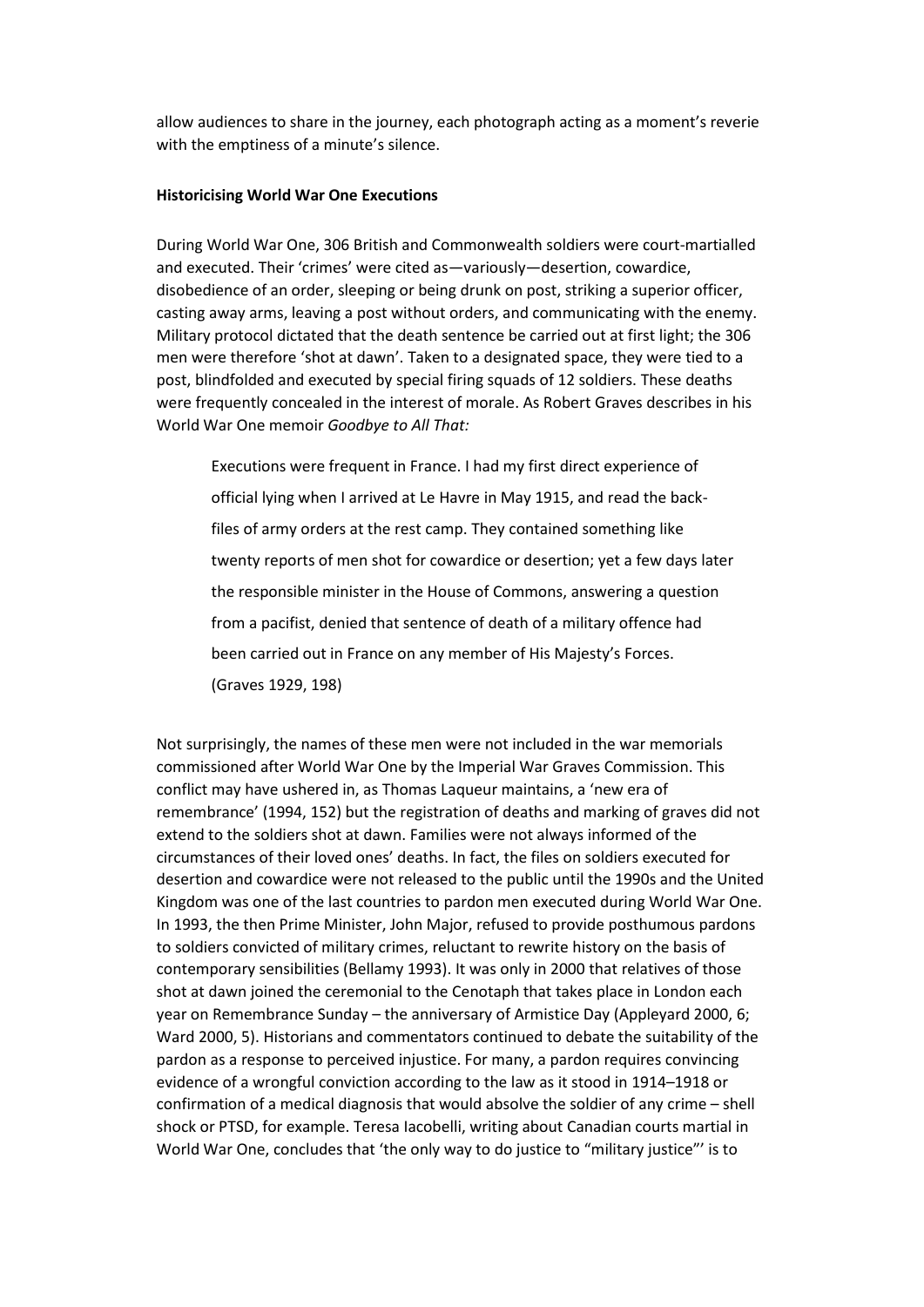allow audiences to share in the journey, each photograph acting as a moment's reverie with the emptiness of a minute's silence.

**Historicising World War One Executions**

During World War One, 306 British and Commonwealth soldiers were court-martialled and executed. Their 'crimes' were cited as—variously—desertion, cowardice, disobedience of an order, sleeping or being drunk on post, striking a superior officer, casting away arms, leaving a post without orders, and communicating with the enemy. Military protocol dictated that the death sentence be carried out at first light; the 306 men were therefore 'shot at dawn'. Taken to a designated space, they were tied to a post, blindfolded and executed by special firing squads of 12 soldiers. These deaths were frequently concealed in the interest of morale. As Robert Graves describes in his World War One memoir *Goodbye to All That:*

> Executions were frequent in France. I had my first direct experience of official lying when I arrived at Le Havre in May 1915, and read the back-files of army orders at the rest camp. They contained something like twenty reports of men shot for cowardice or desertion; yet a few days later the responsible minister in the House of Commons, answering a question from a pacifist, denied that sentence of death of a military offence had been carried out in France on any member of His Majesty's Forces. (Graves 1929, 198)

Not surprisingly, the names of these men were not included in the war memorials commissioned after World War One by the Imperial War Graves Commission. This conflict may have ushered in, as Thomas Laqueur maintains, a 'new era of remembrance' (1994, 152) but the registration of deaths and marking of graves did not extend to the soldiers shot at dawn. Families were not always informed of the circumstances of their loved ones' deaths. In fact, the files on soldiers executed for desertion and cowardice were not released to the public until the 1990s and the United Kingdom was one of the last countries to pardon men executed during World War One. In 1993, the then Prime Minister, John Major, refused to provide posthumous pardons to soldiers convicted of military crimes, reluctant to rewrite history on the basis of contemporary sensibilities (Bellamy 1993). It was only in 2000 that relatives of those shot at dawn joined the ceremonial to the Cenotaph that takes place in London each year on Remembrance Sunday – the anniversary of Armistice Day (Appleyard 2000, 6; Ward 2000, 5). Historians and commentators continued to debate the suitability of the pardon as a response to perceived injustice. For many, a pardon requires convincing evidence of a wrongful conviction according to the law as it stood in 1914–1918 or confirmation of a medical diagnosis that would absolve the soldier of any crime – shell shock or PTSD, for example. Teresa Iacobelli, writing about Canadian courts martial in World War One, concludes that 'the only way to do justice to "military justice"' is to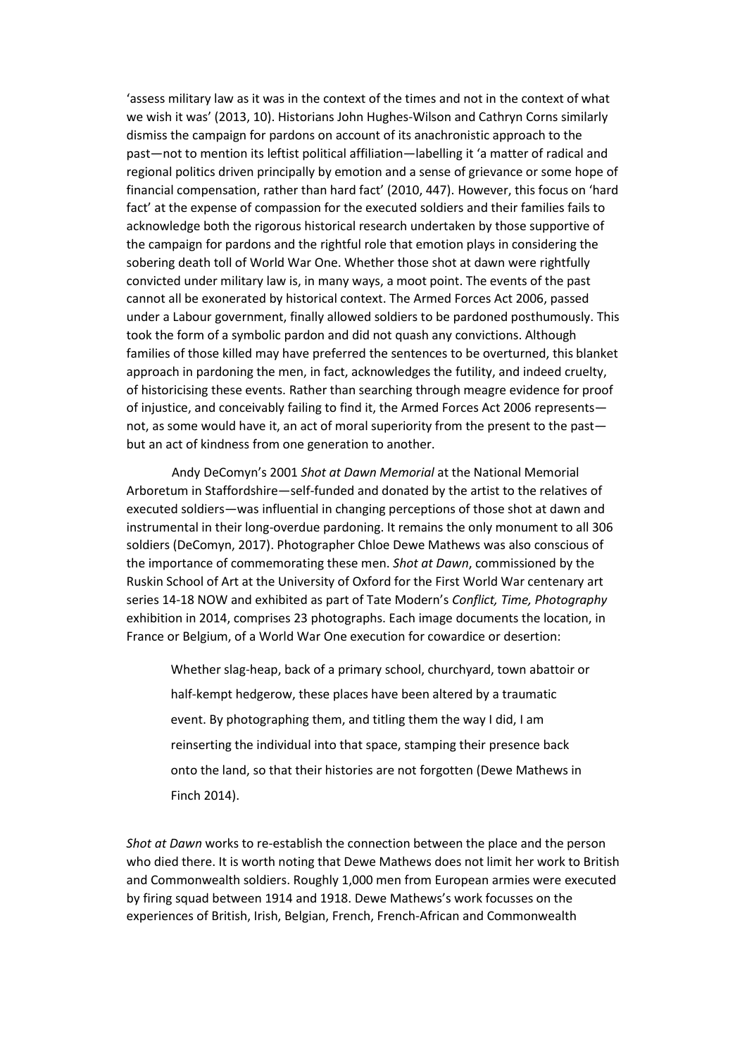'assess military law as it was in the context of the times and not in the context of what we wish it was' (2013, 10). Historians John Hughes-Wilson and Cathryn Corns similarly dismiss the campaign for pardons on account of its anachronistic approach to the past—not to mention its leftist political affiliation—labelling it 'a matter of radical and regional politics driven principally by emotion and a sense of grievance or some hope of financial compensation, rather than hard fact' (2010, 447). However, this focus on 'hard fact' at the expense of compassion for the executed soldiers and their families fails to acknowledge both the rigorous historical research undertaken by those supportive of the campaign for pardons and the rightful role that emotion plays in considering the sobering death toll of World War One. Whether those shot at dawn were rightfully convicted under military law is, in many ways, a moot point. The events of the past cannot all be exonerated by historical context. The Armed Forces Act 2006, passed under a Labour government, finally allowed soldiers to be pardoned posthumously. This took the form of a symbolic pardon and did not quash any convictions. Although families of those killed may have preferred the sentences to be overturned, this blanket approach in pardoning the men, in fact, acknowledges the futility, and indeed cruelty, of historicising these events. Rather than searching through meagre evidence for proof of injustice, and conceivably failing to find it, the Armed Forces Act 2006 represents—not, as some would have it, an act of moral superiority from the present to the past—but an act of kindness from one generation to another.

Andy DeComyn's 2001 *Shot at Dawn Memorial* at the National Memorial Arboretum in Staffordshire—self-funded and donated by the artist to the relatives of executed soldiers—was influential in changing perceptions of those shot at dawn and instrumental in their long-overdue pardoning. It remains the only monument to all 306 soldiers (DeComyn, 2017). Photographer Chloe Dewe Mathews was also conscious of the importance of commemorating these men. *Shot at Dawn*, commissioned by the Ruskin School of Art at the University of Oxford for the First World War centenary art series 14-18 NOW and exhibited as part of Tate Modern's *Conflict, Time, Photography* exhibition in 2014, comprises 23 photographs. Each image documents the location, in France or Belgium, of a World War One execution for cowardice or desertion:

> Whether slag-heap, back of a primary school, churchyard, town abattoir or half-kempt hedgerow, these places have been altered by a traumatic event. By photographing them, and titling them the way I did, I am reinserting the individual into that space, stamping their presence back onto the land, so that their histories are not forgotten (Dewe Mathews in Finch 2014).

*Shot at Dawn* works to re-establish the connection between the place and the person who died there. It is worth noting that Dewe Mathews does not limit her work to British and Commonwealth soldiers. Roughly 1,000 men from European armies were executed by firing squad between 1914 and 1918. Dewe Mathews's work focusses on the experiences of British, Irish, Belgian, French, French-African and Commonwealth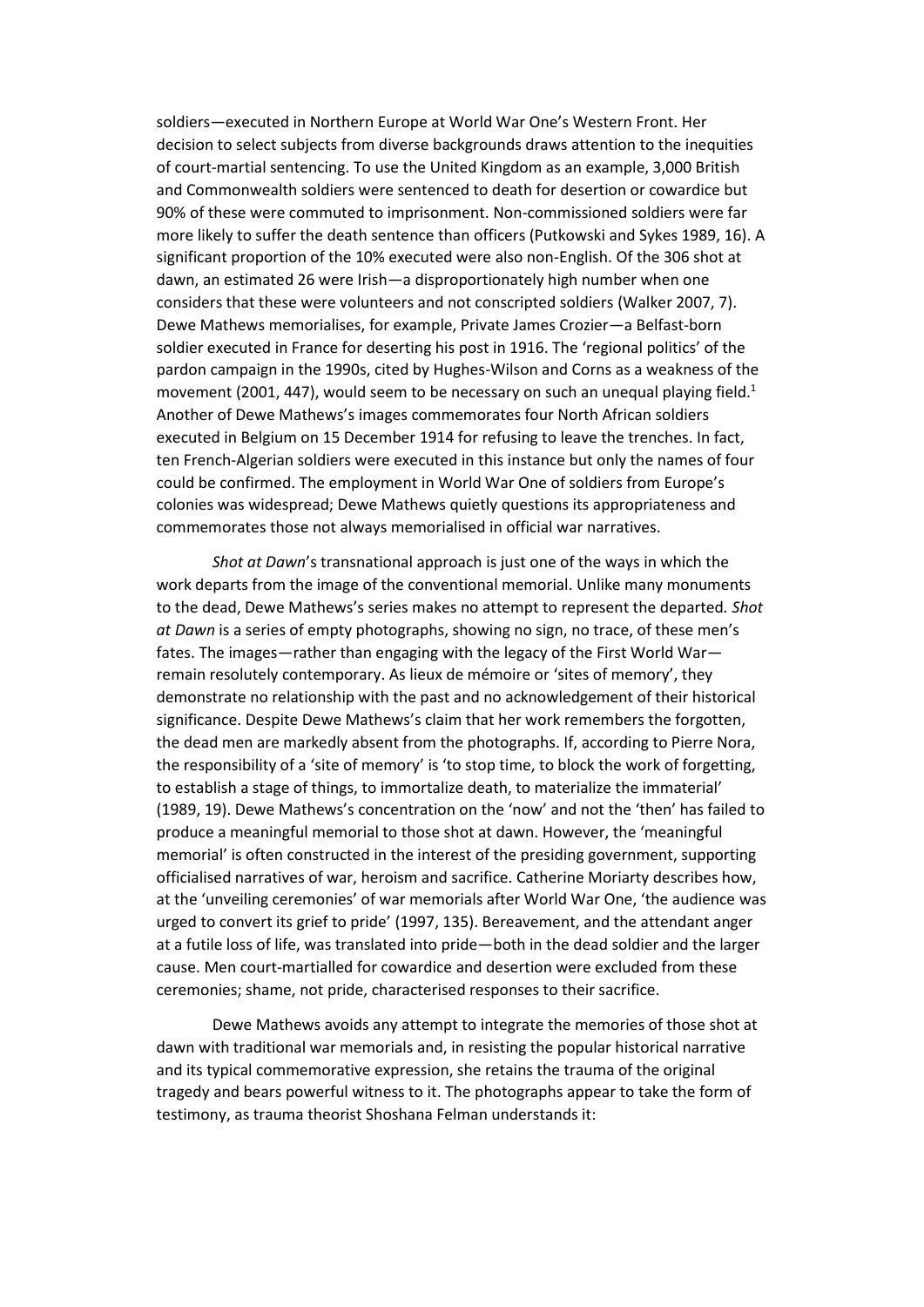soldiers—executed in Northern Europe at World War One's Western Front. Her decision to select subjects from diverse backgrounds draws attention to the inequities of court-martial sentencing. To use the United Kingdom as an example, 3,000 British and Commonwealth soldiers were sentenced to death for desertion or cowardice but 90% of these were commuted to imprisonment. Non-commissioned soldiers were far more likely to suffer the death sentence than officers (Putkowski and Sykes 1989, 16). A significant proportion of the 10% executed were also non-English. Of the 306 shot at dawn, an estimated 26 were Irish—a disproportionately high number when one considers that these were volunteers and not conscripted soldiers (Walker 2007, 7). Dewe Mathews memorialises, for example, Private James Crozier—a Belfast-born soldier executed in France for deserting his post in 1916. The 'regional politics' of the pardon campaign in the 1990s, cited by Hughes-Wilson and Corns as a weakness of the movement (2001, 447), would seem to be necessary on such an unequal playing field.[1] Another of Dewe Mathews's images commemorates four North African soldiers executed in Belgium on 15 December 1914 for refusing to leave the trenches. In fact, ten French-Algerian soldiers were executed in this instance but only the names of four could be confirmed. The employment in World War One of soldiers from Europe's colonies was widespread; Dewe Mathews quietly questions its appropriateness and commemorates those not always memorialised in official war narratives.

*Shot at Dawn*'s transnational approach is just one of the ways in which the work departs from the image of the conventional memorial. Unlike many monuments to the dead, Dewe Mathews's series makes no attempt to represent the departed. *Shot at Dawn* is a series of empty photographs, showing no sign, no trace, of these men's fates. The images—rather than engaging with the legacy of the First World War—remain resolutely contemporary. As lieux de mémoire or 'sites of memory', they demonstrate no relationship with the past and no acknowledgement of their historical significance. Despite Dewe Mathews's claim that her work remembers the forgotten, the dead men are markedly absent from the photographs. If, according to Pierre Nora, the responsibility of a 'site of memory' is 'to stop time, to block the work of forgetting, to establish a stage of things, to immortalize death, to materialize the immaterial' (1989, 19). Dewe Mathews's concentration on the 'now' and not the 'then' has failed to produce a meaningful memorial to those shot at dawn. However, the 'meaningful memorial' is often constructed in the interest of the presiding government, supporting officialised narratives of war, heroism and sacrifice. Catherine Moriarty describes how, at the 'unveiling ceremonies' of war memorials after World War One, 'the audience was urged to convert its grief to pride' (1997, 135). Bereavement, and the attendant anger at a futile loss of life, was translated into pride—both in the dead soldier and the larger cause. Men court-martialled for cowardice and desertion were excluded from these ceremonies; shame, not pride, characterised responses to their sacrifice.

Dewe Mathews avoids any attempt to integrate the memories of those shot at dawn with traditional war memorials and, in resisting the popular historical narrative and its typical commemorative expression, she retains the trauma of the original tragedy and bears powerful witness to it. The photographs appear to take the form of testimony, as trauma theorist Shoshana Felman understands it: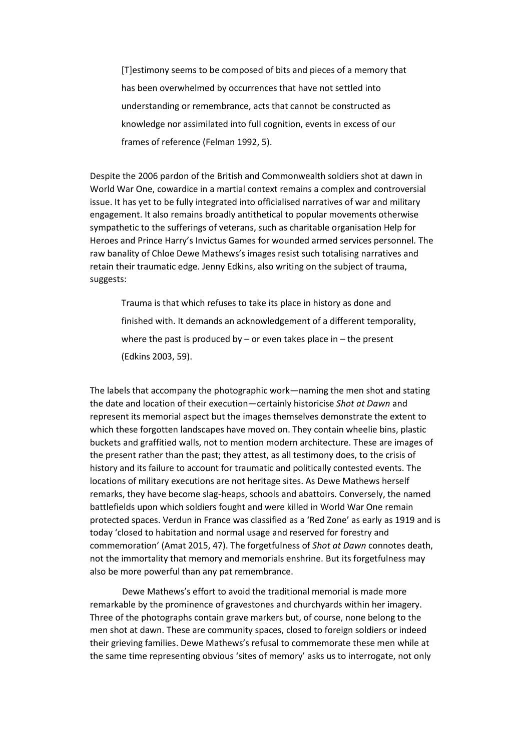> [T]estimony seems to be composed of bits and pieces of a memory that has been overwhelmed by occurrences that have not settled into understanding or remembrance, acts that cannot be constructed as knowledge nor assimilated into full cognition, events in excess of our frames of reference (Felman 1992, 5).

Despite the 2006 pardon of the British and Commonwealth soldiers shot at dawn in World War One, cowardice in a martial context remains a complex and controversial issue. It has yet to be fully integrated into officialised narratives of war and military engagement. It also remains broadly antithetical to popular movements otherwise sympathetic to the sufferings of veterans, such as charitable organisation Help for Heroes and Prince Harry's Invictus Games for wounded armed services personnel. The raw banality of Chloe Dewe Mathews's images resist such totalising narratives and retain their traumatic edge. Jenny Edkins, also writing on the subject of trauma, suggests:

> Trauma is that which refuses to take its place in history as done and finished with. It demands an acknowledgement of a different temporality, where the past is produced by – or even takes place in – the present (Edkins 2003, 59).

The labels that accompany the photographic work—naming the men shot and stating the date and location of their execution—certainly historicise *Shot at Dawn* and represent its memorial aspect but the images themselves demonstrate the extent to which these forgotten landscapes have moved on. They contain wheelie bins, plastic buckets and graffitied walls, not to mention modern architecture. These are images of the present rather than the past; they attest, as all testimony does, to the crisis of history and its failure to account for traumatic and politically contested events. The locations of military executions are not heritage sites. As Dewe Mathews herself remarks, they have become slag-heaps, schools and abattoirs. Conversely, the named battlefields upon which soldiers fought and were killed in World War One remain protected spaces. Verdun in France was classified as a 'Red Zone' as early as 1919 and is today 'closed to habitation and normal usage and reserved for forestry and commemoration' (Amat 2015, 47). The forgetfulness of *Shot at Dawn* connotes death, not the immortality that memory and memorials enshrine. But its forgetfulness may also be more powerful than any pat remembrance.

Dewe Mathews's effort to avoid the traditional memorial is made more remarkable by the prominence of gravestones and churchyards within her imagery. Three of the photographs contain grave markers but, of course, none belong to the men shot at dawn. These are community spaces, closed to foreign soldiers or indeed their grieving families. Dewe Mathews's refusal to commemorate these men while at the same time representing obvious 'sites of memory' asks us to interrogate, not only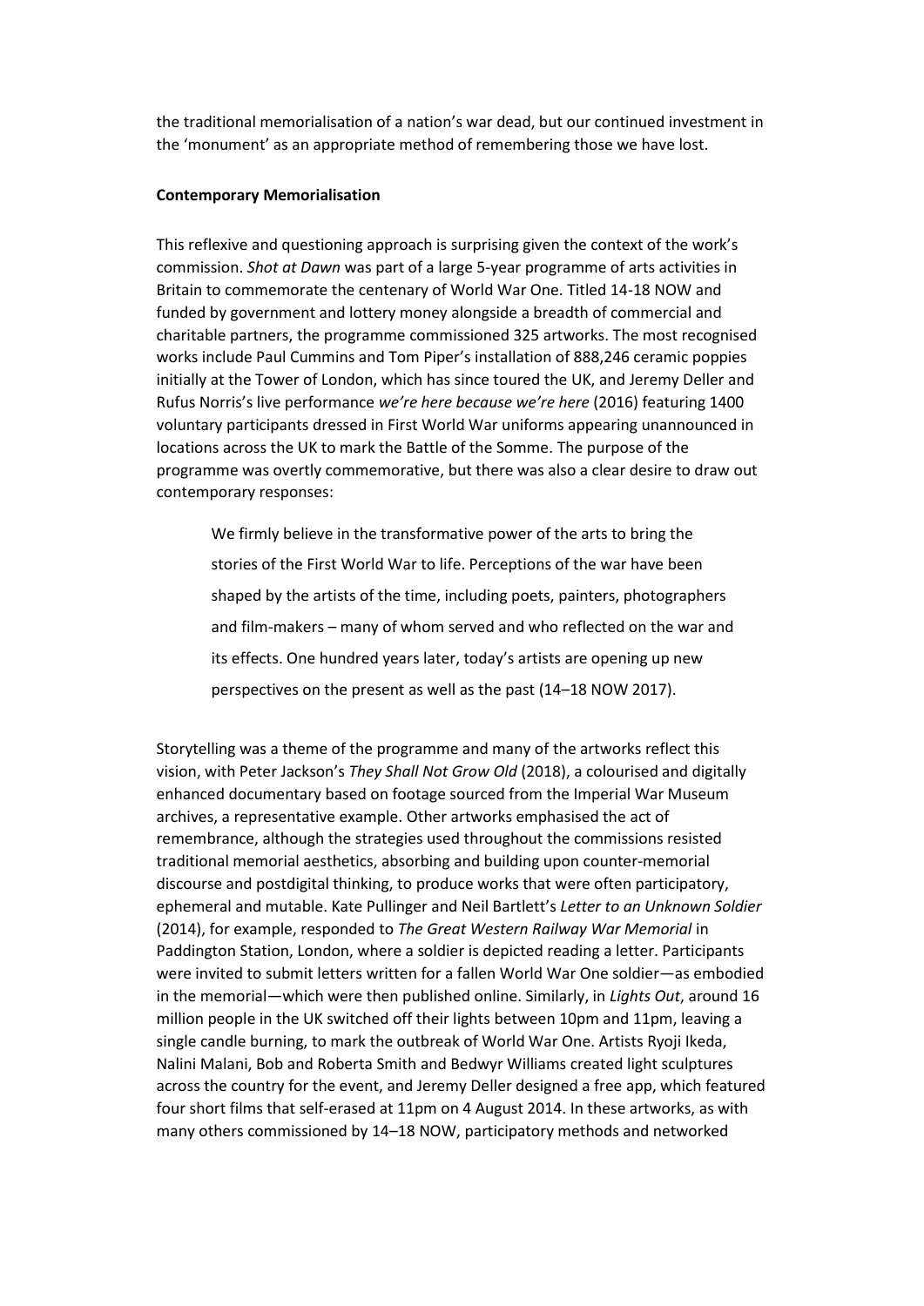the traditional memorialisation of a nation's war dead, but our continued investment in the 'monument' as an appropriate method of remembering those we have lost.

**Contemporary Memorialisation**

This reflexive and questioning approach is surprising given the context of the work's commission. *Shot at Dawn* was part of a large 5-year programme of arts activities in Britain to commemorate the centenary of World War One. Titled 14-18 NOW and funded by government and lottery money alongside a breadth of commercial and charitable partners, the programme commissioned 325 artworks. The most recognised works include Paul Cummins and Tom Piper's installation of 888,246 ceramic poppies initially at the Tower of London, which has since toured the UK, and Jeremy Deller and Rufus Norris's live performance *we're here because we're here* (2016) featuring 1400 voluntary participants dressed in First World War uniforms appearing unannounced in locations across the UK to mark the Battle of the Somme. The purpose of the programme was overtly commemorative, but there was also a clear desire to draw out contemporary responses:

> We firmly believe in the transformative power of the arts to bring the stories of the First World War to life. Perceptions of the war have been shaped by the artists of the time, including poets, painters, photographers and film-makers – many of whom served and who reflected on the war and its effects. One hundred years later, today's artists are opening up new perspectives on the present as well as the past (14–18 NOW 2017).

Storytelling was a theme of the programme and many of the artworks reflect this vision, with Peter Jackson's *They Shall Not Grow Old* (2018), a colourised and digitally enhanced documentary based on footage sourced from the Imperial War Museum archives, a representative example. Other artworks emphasised the act of remembrance, although the strategies used throughout the commissions resisted traditional memorial aesthetics, absorbing and building upon counter-memorial discourse and postdigital thinking, to produce works that were often participatory, ephemeral and mutable. Kate Pullinger and Neil Bartlett's *Letter to an Unknown Soldier* (2014), for example, responded to *The Great Western Railway War Memorial* in Paddington Station, London, where a soldier is depicted reading a letter. Participants were invited to submit letters written for a fallen World War One soldier—as embodied in the memorial—which were then published online. Similarly, in *Lights Out*, around 16 million people in the UK switched off their lights between 10pm and 11pm, leaving a single candle burning, to mark the outbreak of World War One. Artists Ryoji Ikeda, Nalini Malani, Bob and Roberta Smith and Bedwyr Williams created light sculptures across the country for the event, and Jeremy Deller designed a free app, which featured four short films that self-erased at 11pm on 4 August 2014. In these artworks, as with many others commissioned by 14–18 NOW, participatory methods and networked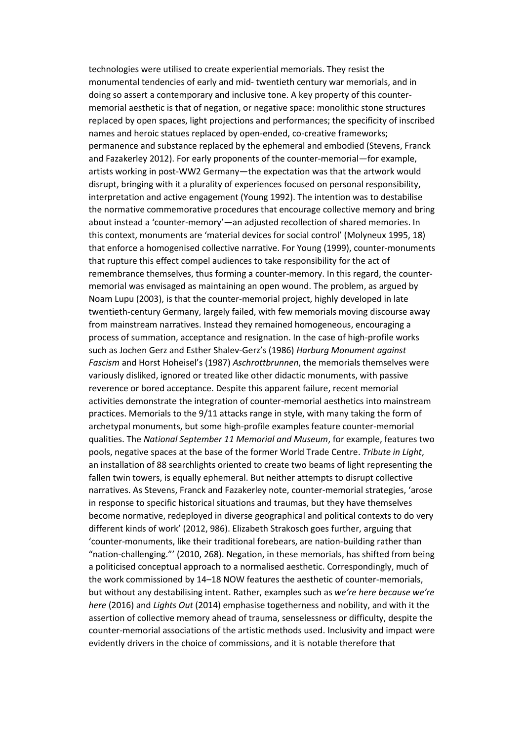technologies were utilised to create experiential memorials. They resist the monumental tendencies of early and mid- twentieth century war memorials, and in doing so assert a contemporary and inclusive tone. A key property of this counter-memorial aesthetic is that of negation, or negative space: monolithic stone structures replaced by open spaces, light projections and performances; the specificity of inscribed names and heroic statues replaced by open-ended, co-creative frameworks; permanence and substance replaced by the ephemeral and embodied (Stevens, Franck and Fazakerley 2012). For early proponents of the counter-memorial—for example, artists working in post-WW2 Germany—the expectation was that the artwork would disrupt, bringing with it a plurality of experiences focused on personal responsibility, interpretation and active engagement (Young 1992). The intention was to destabilise the normative commemorative procedures that encourage collective memory and bring about instead a 'counter-memory'—an adjusted recollection of shared memories. In this context, monuments are 'material devices for social control' (Molyneux 1995, 18) that enforce a homogenised collective narrative. For Young (1999), counter-monuments that rupture this effect compel audiences to take responsibility for the act of remembrance themselves, thus forming a counter-memory. In this regard, the counter-memorial was envisaged as maintaining an open wound. The problem, as argued by Noam Lupu (2003), is that the counter-memorial project, highly developed in late twentieth-century Germany, largely failed, with few memorials moving discourse away from mainstream narratives. Instead they remained homogeneous, encouraging a process of summation, acceptance and resignation. In the case of high-profile works such as Jochen Gerz and Esther Shalev-Gerz's (1986) *Harburg Monument against Fascism* and Horst Hoheisel's (1987) *Aschrottbrunnen*, the memorials themselves were variously disliked, ignored or treated like other didactic monuments, with passive reverence or bored acceptance. Despite this apparent failure, recent memorial activities demonstrate the integration of counter-memorial aesthetics into mainstream practices. Memorials to the 9/11 attacks range in style, with many taking the form of archetypal monuments, but some high-profile examples feature counter-memorial qualities. The *National September 11 Memorial and Museum*, for example, features two pools, negative spaces at the base of the former World Trade Centre. *Tribute in Light*, an installation of 88 searchlights oriented to create two beams of light representing the fallen twin towers, is equally ephemeral. But neither attempts to disrupt collective narratives. As Stevens, Franck and Fazakerley note, counter-memorial strategies, 'arose in response to specific historical situations and traumas, but they have themselves become normative, redeployed in diverse geographical and political contexts to do very different kinds of work' (2012, 986). Elizabeth Strakosch goes further, arguing that 'counter-monuments, like their traditional forebears, are nation-building rather than "nation-challenging."' (2010, 268). Negation, in these memorials, has shifted from being a politicised conceptual approach to a normalised aesthetic. Correspondingly, much of the work commissioned by 14–18 NOW features the aesthetic of counter-memorials, but without any destabilising intent. Rather, examples such as *we're here because we're here* (2016) and *Lights Out* (2014) emphasise togetherness and nobility, and with it the assertion of collective memory ahead of trauma, senselessness or difficulty, despite the counter-memorial associations of the artistic methods used. Inclusivity and impact were evidently drivers in the choice of commissions, and it is notable therefore that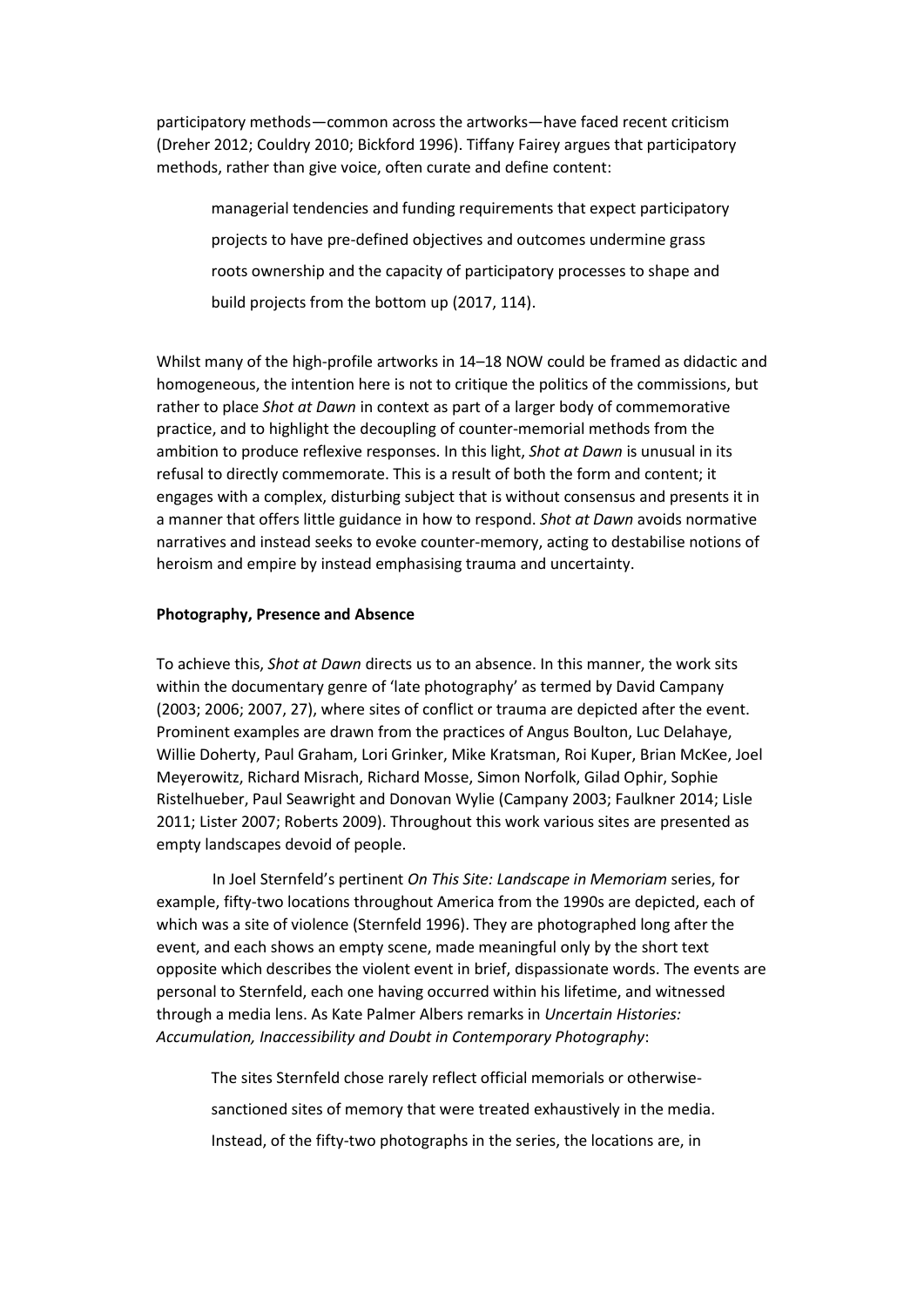participatory methods—common across the artworks—have faced recent criticism (Dreher 2012; Couldry 2010; Bickford 1996). Tiffany Fairey argues that participatory methods, rather than give voice, often curate and define content:

> managerial tendencies and funding requirements that expect participatory projects to have pre-defined objectives and outcomes undermine grass roots ownership and the capacity of participatory processes to shape and build projects from the bottom up (2017, 114).

Whilst many of the high-profile artworks in 14–18 NOW could be framed as didactic and homogeneous, the intention here is not to critique the politics of the commissions, but rather to place *Shot at Dawn* in context as part of a larger body of commemorative practice, and to highlight the decoupling of counter-memorial methods from the ambition to produce reflexive responses. In this light, *Shot at Dawn* is unusual in its refusal to directly commemorate. This is a result of both the form and content; it engages with a complex, disturbing subject that is without consensus and presents it in a manner that offers little guidance in how to respond. *Shot at Dawn* avoids normative narratives and instead seeks to evoke counter-memory, acting to destabilise notions of heroism and empire by instead emphasising trauma and uncertainty.

**Photography, Presence and Absence**

To achieve this, *Shot at Dawn* directs us to an absence. In this manner, the work sits within the documentary genre of 'late photography' as termed by David Campany (2003; 2006; 2007, 27), where sites of conflict or trauma are depicted after the event. Prominent examples are drawn from the practices of Angus Boulton, Luc Delahaye, Willie Doherty, Paul Graham, Lori Grinker, Mike Kratsman, Roi Kuper, Brian McKee, Joel Meyerowitz, Richard Misrach, Richard Mosse, Simon Norfolk, Gilad Ophir, Sophie Ristelhueber, Paul Seawright and Donovan Wylie (Campany 2003; Faulkner 2014; Lisle 2011; Lister 2007; Roberts 2009). Throughout this work various sites are presented as empty landscapes devoid of people.

In Joel Sternfeld's pertinent *On This Site: Landscape in Memoriam* series, for example, fifty-two locations throughout America from the 1990s are depicted, each of which was a site of violence (Sternfeld 1996). They are photographed long after the event, and each shows an empty scene, made meaningful only by the short text opposite which describes the violent event in brief, dispassionate words. The events are personal to Sternfeld, each one having occurred within his lifetime, and witnessed through a media lens. As Kate Palmer Albers remarks in *Uncertain Histories: Accumulation, Inaccessibility and Doubt in Contemporary Photography*:

> The sites Sternfeld chose rarely reflect official memorials or otherwise-sanctioned sites of memory that were treated exhaustively in the media. Instead, of the fifty-two photographs in the series, the locations are, in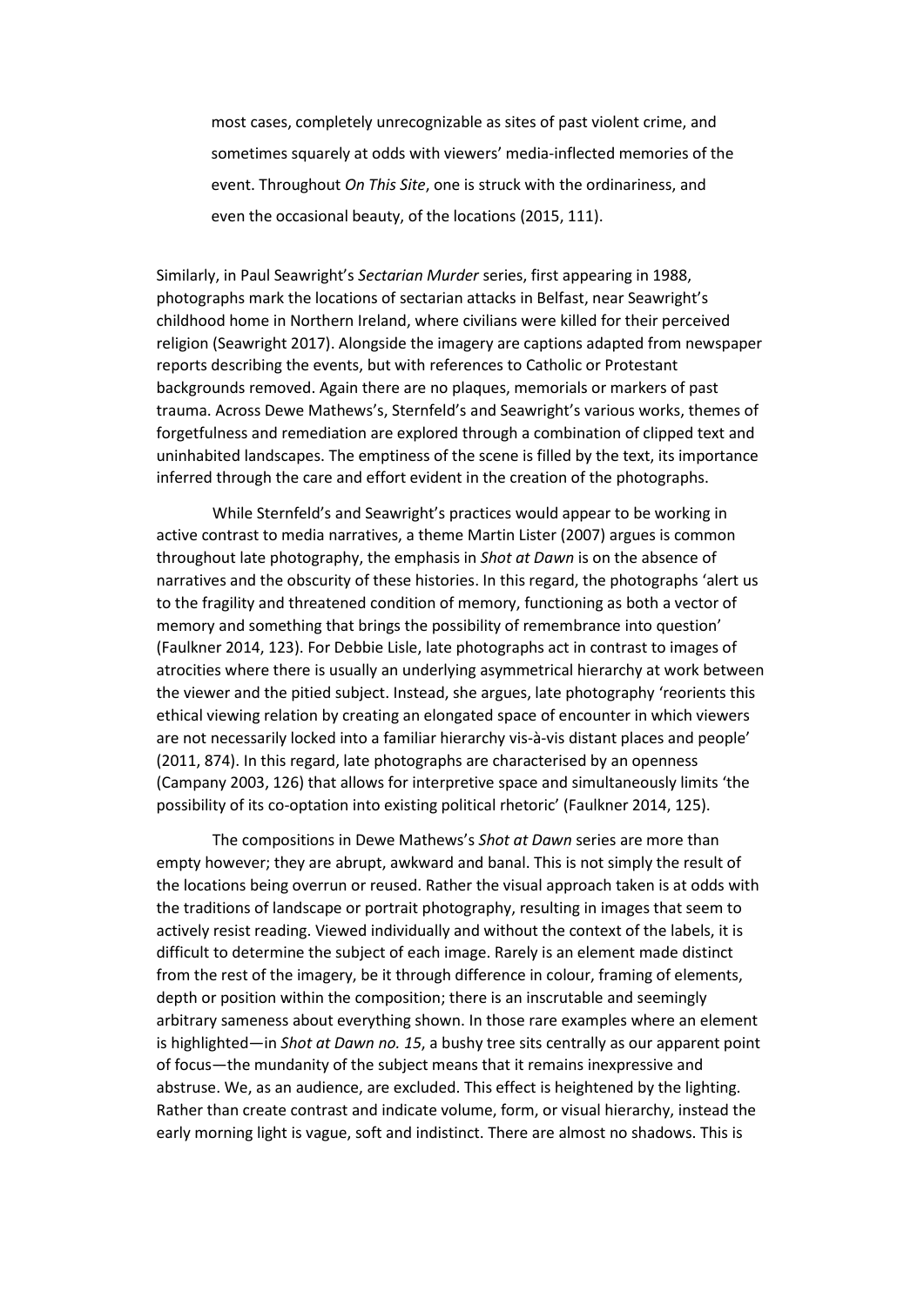> most cases, completely unrecognizable as sites of past violent crime, and sometimes squarely at odds with viewers' media-inflected memories of the event. Throughout *On This Site*, one is struck with the ordinariness, and even the occasional beauty, of the locations (2015, 111).

Similarly, in Paul Seawright's *Sectarian Murder* series, first appearing in 1988, photographs mark the locations of sectarian attacks in Belfast, near Seawright's childhood home in Northern Ireland, where civilians were killed for their perceived religion (Seawright 2017). Alongside the imagery are captions adapted from newspaper reports describing the events, but with references to Catholic or Protestant backgrounds removed. Again there are no plaques, memorials or markers of past trauma. Across Dewe Mathews's, Sternfeld's and Seawright's various works, themes of forgetfulness and remediation are explored through a combination of clipped text and uninhabited landscapes. The emptiness of the scene is filled by the text, its importance inferred through the care and effort evident in the creation of the photographs.

While Sternfeld's and Seawright's practices would appear to be working in active contrast to media narratives, a theme Martin Lister (2007) argues is common throughout late photography, the emphasis in *Shot at Dawn* is on the absence of narratives and the obscurity of these histories. In this regard, the photographs 'alert us to the fragility and threatened condition of memory, functioning as both a vector of memory and something that brings the possibility of remembrance into question' (Faulkner 2014, 123). For Debbie Lisle, late photographs act in contrast to images of atrocities where there is usually an underlying asymmetrical hierarchy at work between the viewer and the pitied subject. Instead, she argues, late photography 'reorients this ethical viewing relation by creating an elongated space of encounter in which viewers are not necessarily locked into a familiar hierarchy vis-à-vis distant places and people' (2011, 874). In this regard, late photographs are characterised by an openness (Campany 2003, 126) that allows for interpretive space and simultaneously limits 'the possibility of its co-optation into existing political rhetoric' (Faulkner 2014, 125).

The compositions in Dewe Mathews's *Shot at Dawn* series are more than empty however; they are abrupt, awkward and banal. This is not simply the result of the locations being overrun or reused. Rather the visual approach taken is at odds with the traditions of landscape or portrait photography, resulting in images that seem to actively resist reading. Viewed individually and without the context of the labels, it is difficult to determine the subject of each image. Rarely is an element made distinct from the rest of the imagery, be it through difference in colour, framing of elements, depth or position within the composition; there is an inscrutable and seemingly arbitrary sameness about everything shown. In those rare examples where an element is highlighted—in *Shot at Dawn no. 15*, a bushy tree sits centrally as our apparent point of focus—the mundanity of the subject means that it remains inexpressive and abstruse. We, as an audience, are excluded. This effect is heightened by the lighting. Rather than create contrast and indicate volume, form, or visual hierarchy, instead the early morning light is vague, soft and indistinct. There are almost no shadows. This is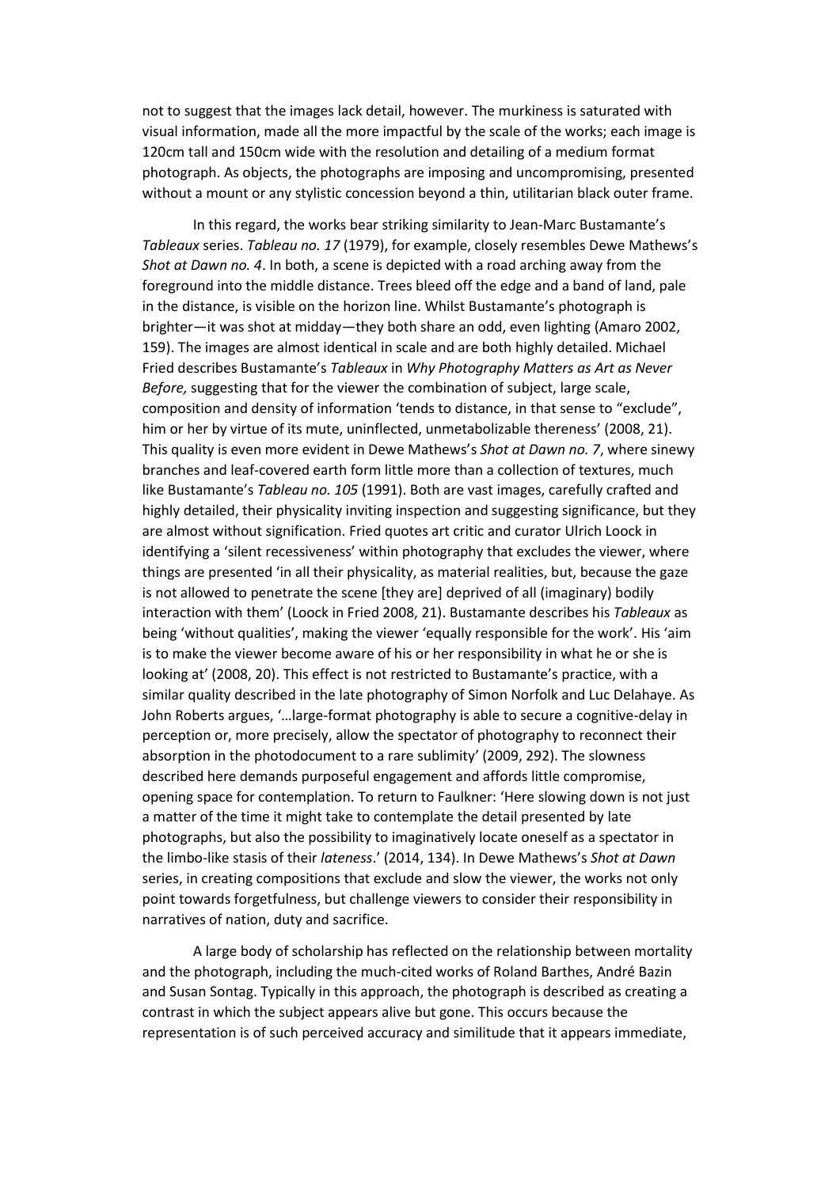not to suggest that the images lack detail, however. The murkiness is saturated with visual information, made all the more impactful by the scale of the works; each image is 120cm tall and 150cm wide with the resolution and detailing of a medium format photograph. As objects, the photographs are imposing and uncompromising, presented without a mount or any stylistic concession beyond a thin, utilitarian black outer frame.

In this regard, the works bear striking similarity to Jean-Marc Bustamante's *Tableaux* series. *Tableau no. 17* (1979), for example, closely resembles Dewe Mathews's *Shot at Dawn no. 4*. In both, a scene is depicted with a road arching away from the foreground into the middle distance. Trees bleed off the edge and a band of land, pale in the distance, is visible on the horizon line. Whilst Bustamante's photograph is brighter—it was shot at midday—they both share an odd, even lighting (Amaro 2002, 159). The images are almost identical in scale and are both highly detailed. Michael Fried describes Bustamante's *Tableaux* in *Why Photography Matters as Art as Never Before,* suggesting that for the viewer the combination of subject, large scale, composition and density of information 'tends to distance, in that sense to "exclude", him or her by virtue of its mute, uninflected, unmetabolizable thereness' (2008, 21). This quality is even more evident in Dewe Mathews's *Shot at Dawn no. 7*, where sinewy branches and leaf-covered earth form little more than a collection of textures, much like Bustamante's *Tableau no. 105* (1991). Both are vast images, carefully crafted and highly detailed, their physicality inviting inspection and suggesting significance, but they are almost without signification. Fried quotes art critic and curator Ulrich Loock in identifying a 'silent recessiveness' within photography that excludes the viewer, where things are presented 'in all their physicality, as material realities, but, because the gaze is not allowed to penetrate the scene [they are] deprived of all (imaginary) bodily interaction with them' (Loock in Fried 2008, 21). Bustamante describes his *Tableaux* as being 'without qualities', making the viewer 'equally responsible for the work'. His 'aim is to make the viewer become aware of his or her responsibility in what he or she is looking at' (2008, 20). This effect is not restricted to Bustamante's practice, with a similar quality described in the late photography of Simon Norfolk and Luc Delahaye. As John Roberts argues, '…large-format photography is able to secure a cognitive-delay in perception or, more precisely, allow the spectator of photography to reconnect their absorption in the photodocument to a rare sublimity' (2009, 292). The slowness described here demands purposeful engagement and affords little compromise, opening space for contemplation. To return to Faulkner: 'Here slowing down is not just a matter of the time it might take to contemplate the detail presented by late photographs, but also the possibility to imaginatively locate oneself as a spectator in the limbo-like stasis of their *lateness*.' (2014, 134). In Dewe Mathews's *Shot at Dawn* series, in creating compositions that exclude and slow the viewer, the works not only point towards forgetfulness, but challenge viewers to consider their responsibility in narratives of nation, duty and sacrifice.

A large body of scholarship has reflected on the relationship between mortality and the photograph, including the much-cited works of Roland Barthes, André Bazin and Susan Sontag. Typically in this approach, the photograph is described as creating a contrast in which the subject appears alive but gone. This occurs because the representation is of such perceived accuracy and similitude that it appears immediate,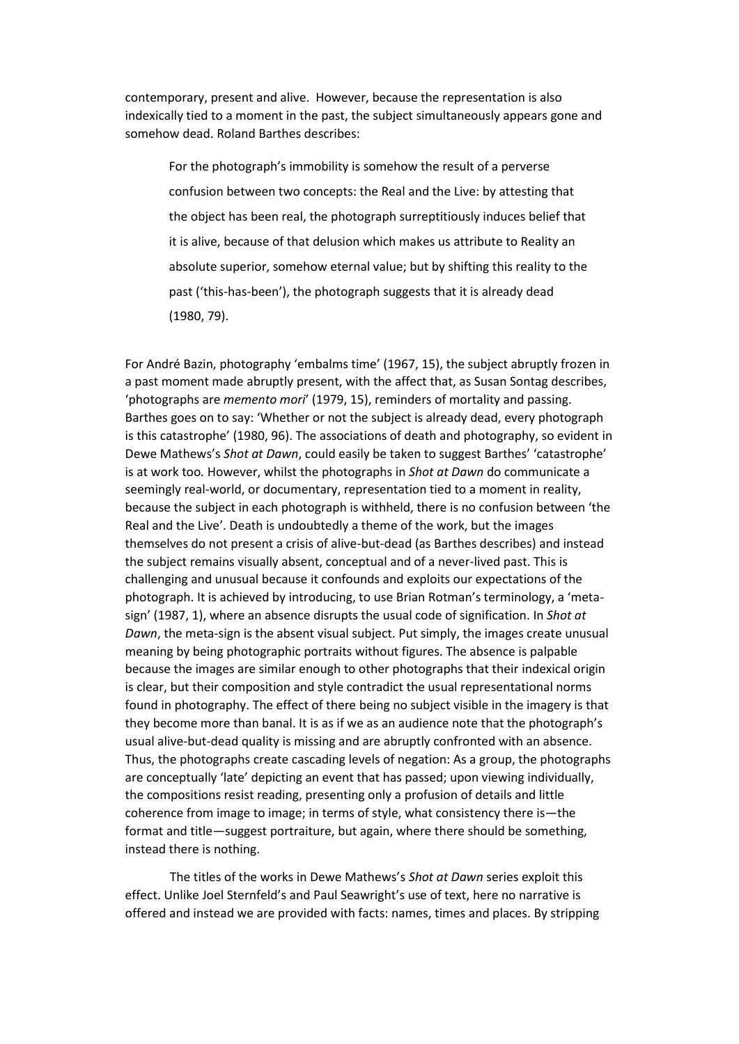contemporary, present and alive. However, because the representation is also indexically tied to a moment in the past, the subject simultaneously appears gone and somehow dead. Roland Barthes describes:

> For the photograph's immobility is somehow the result of a perverse confusion between two concepts: the Real and the Live: by attesting that the object has been real, the photograph surreptitiously induces belief that it is alive, because of that delusion which makes us attribute to Reality an absolute superior, somehow eternal value; but by shifting this reality to the past ('this-has-been'), the photograph suggests that it is already dead (1980, 79).

For André Bazin, photography 'embalms time' (1967, 15), the subject abruptly frozen in a past moment made abruptly present, with the affect that, as Susan Sontag describes, 'photographs are *memento mori*' (1979, 15), reminders of mortality and passing. Barthes goes on to say: 'Whether or not the subject is already dead, every photograph is this catastrophe' (1980, 96). The associations of death and photography, so evident in Dewe Mathews's *Shot at Dawn*, could easily be taken to suggest Barthes' 'catastrophe' is at work too. However, whilst the photographs in *Shot at Dawn* do communicate a seemingly real-world, or documentary, representation tied to a moment in reality, because the subject in each photograph is withheld, there is no confusion between 'the Real and the Live'. Death is undoubtedly a theme of the work, but the images themselves do not present a crisis of alive-but-dead (as Barthes describes) and instead the subject remains visually absent, conceptual and of a never-lived past. This is challenging and unusual because it confounds and exploits our expectations of the photograph. It is achieved by introducing, to use Brian Rotman's terminology, a 'meta-sign' (1987, 1), where an absence disrupts the usual code of signification. In *Shot at Dawn*, the meta-sign is the absent visual subject. Put simply, the images create unusual meaning by being photographic portraits without figures. The absence is palpable because the images are similar enough to other photographs that their indexical origin is clear, but their composition and style contradict the usual representational norms found in photography. The effect of there being no subject visible in the imagery is that they become more than banal. It is as if we as an audience note that the photograph's usual alive-but-dead quality is missing and are abruptly confronted with an absence. Thus, the photographs create cascading levels of negation: As a group, the photographs are conceptually 'late' depicting an event that has passed; upon viewing individually, the compositions resist reading, presenting only a profusion of details and little coherence from image to image; in terms of style, what consistency there is—the format and title—suggest portraiture, but again, where there should be something, instead there is nothing.

The titles of the works in Dewe Mathews's *Shot at Dawn* series exploit this effect. Unlike Joel Sternfeld's and Paul Seawright's use of text, here no narrative is offered and instead we are provided with facts: names, times and places. By stripping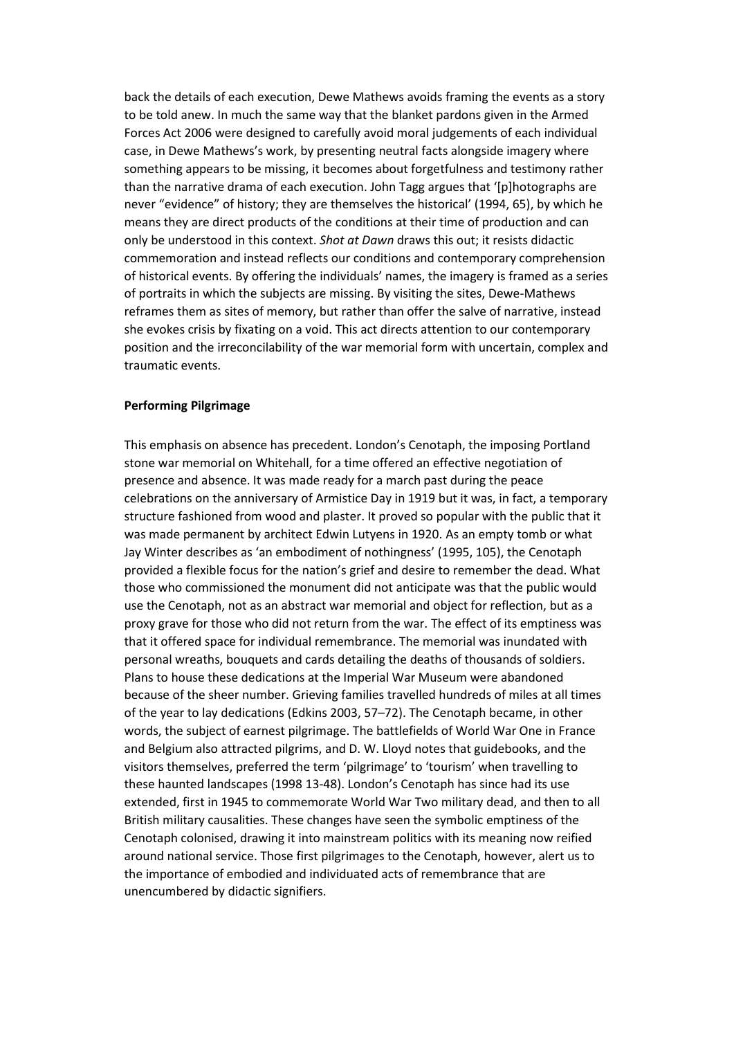back the details of each execution, Dewe Mathews avoids framing the events as a story to be told anew. In much the same way that the blanket pardons given in the Armed Forces Act 2006 were designed to carefully avoid moral judgements of each individual case, in Dewe Mathews's work, by presenting neutral facts alongside imagery where something appears to be missing, it becomes about forgetfulness and testimony rather than the narrative drama of each execution. John Tagg argues that '[p]hotographs are never "evidence" of history; they are themselves the historical' (1994, 65), by which he means they are direct products of the conditions at their time of production and can only be understood in this context. *Shot at Dawn* draws this out; it resists didactic commemoration and instead reflects our conditions and contemporary comprehension of historical events. By offering the individuals' names, the imagery is framed as a series of portraits in which the subjects are missing. By visiting the sites, Dewe-Mathews reframes them as sites of memory, but rather than offer the salve of narrative, instead she evokes crisis by fixating on a void. This act directs attention to our contemporary position and the irreconcilability of the war memorial form with uncertain, complex and traumatic events.

**Performing Pilgrimage**

This emphasis on absence has precedent. London's Cenotaph, the imposing Portland stone war memorial on Whitehall, for a time offered an effective negotiation of presence and absence. It was made ready for a march past during the peace celebrations on the anniversary of Armistice Day in 1919 but it was, in fact, a temporary structure fashioned from wood and plaster. It proved so popular with the public that it was made permanent by architect Edwin Lutyens in 1920. As an empty tomb or what Jay Winter describes as 'an embodiment of nothingness' (1995, 105), the Cenotaph provided a flexible focus for the nation's grief and desire to remember the dead. What those who commissioned the monument did not anticipate was that the public would use the Cenotaph, not as an abstract war memorial and object for reflection, but as a proxy grave for those who did not return from the war. The effect of its emptiness was that it offered space for individual remembrance. The memorial was inundated with personal wreaths, bouquets and cards detailing the deaths of thousands of soldiers. Plans to house these dedications at the Imperial War Museum were abandoned because of the sheer number. Grieving families travelled hundreds of miles at all times of the year to lay dedications (Edkins 2003, 57–72). The Cenotaph became, in other words, the subject of earnest pilgrimage. The battlefields of World War One in France and Belgium also attracted pilgrims, and D. W. Lloyd notes that guidebooks, and the visitors themselves, preferred the term 'pilgrimage' to 'tourism' when travelling to these haunted landscapes (1998 13-48). London's Cenotaph has since had its use extended, first in 1945 to commemorate World War Two military dead, and then to all British military causalities. These changes have seen the symbolic emptiness of the Cenotaph colonised, drawing it into mainstream politics with its meaning now reified around national service. Those first pilgrimages to the Cenotaph, however, alert us to the importance of embodied and individuated acts of remembrance that are unencumbered by didactic signifiers.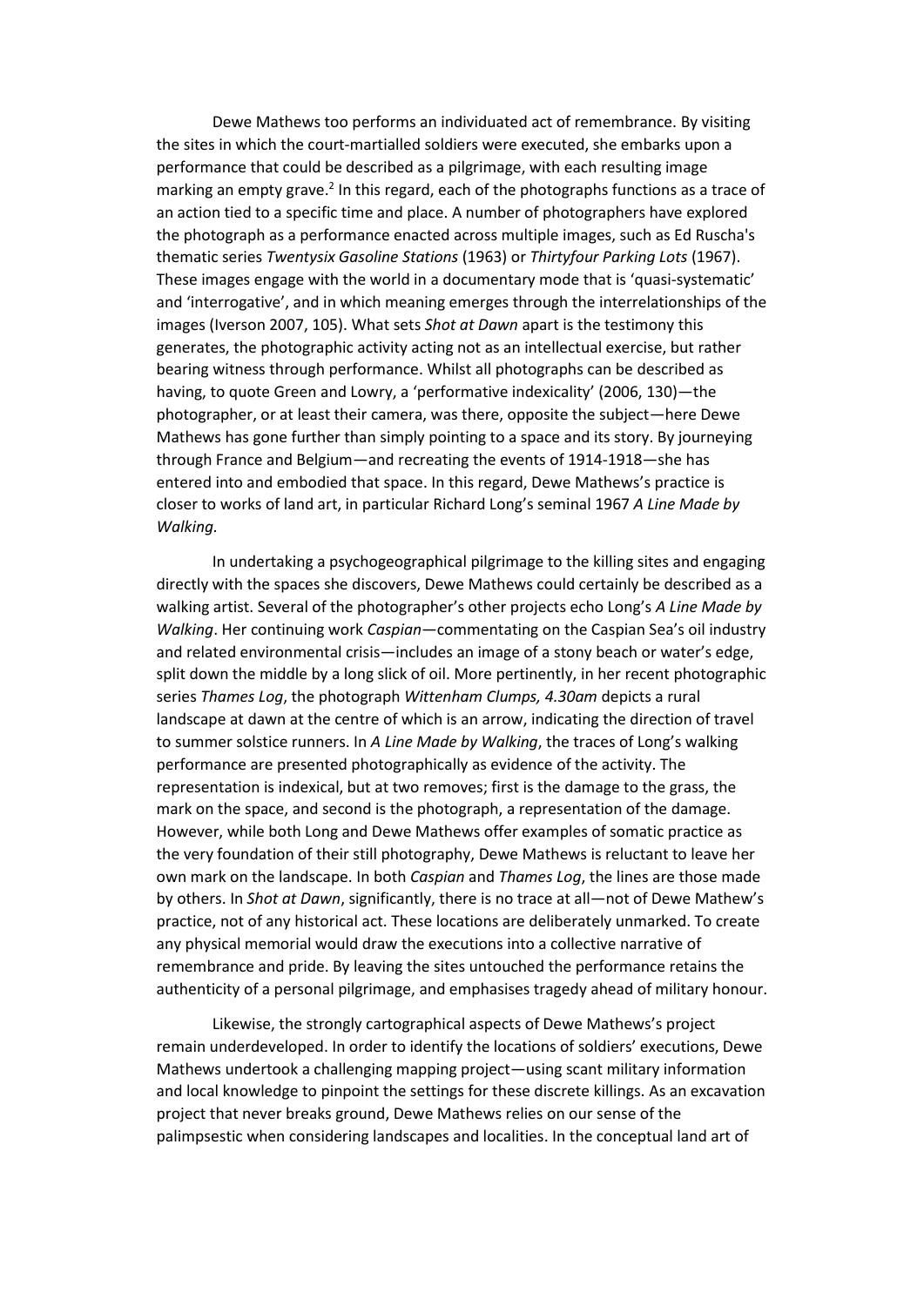Dewe Mathews too performs an individuated act of remembrance. By visiting the sites in which the court-martialled soldiers were executed, she embarks upon a performance that could be described as a pilgrimage, with each resulting image marking an empty grave.[2] In this regard, each of the photographs functions as a trace of an action tied to a specific time and place. A number of photographers have explored the photograph as a performance enacted across multiple images, such as Ed Ruscha's thematic series *Twentysix Gasoline Stations* (1963) or *Thirtyfour Parking Lots* (1967). These images engage with the world in a documentary mode that is 'quasi-systematic' and 'interrogative', and in which meaning emerges through the interrelationships of the images (Iverson 2007, 105). What sets *Shot at Dawn* apart is the testimony this generates, the photographic activity acting not as an intellectual exercise, but rather bearing witness through performance. Whilst all photographs can be described as having, to quote Green and Lowry, a 'performative indexicality' (2006, 130)—the photographer, or at least their camera, was there, opposite the subject—here Dewe Mathews has gone further than simply pointing to a space and its story. By journeying through France and Belgium—and recreating the events of 1914-1918—she has entered into and embodied that space. In this regard, Dewe Mathews's practice is closer to works of land art, in particular Richard Long's seminal 1967 *A Line Made by Walking.*

In undertaking a psychogeographical pilgrimage to the killing sites and engaging directly with the spaces she discovers, Dewe Mathews could certainly be described as a walking artist. Several of the photographer's other projects echo Long's *A Line Made by Walking*. Her continuing work *Caspian*—commentating on the Caspian Sea's oil industry and related environmental crisis—includes an image of a stony beach or water's edge, split down the middle by a long slick of oil. More pertinently, in her recent photographic series *Thames Log*, the photograph *Wittenham Clumps, 4.30am* depicts a rural landscape at dawn at the centre of which is an arrow, indicating the direction of travel to summer solstice runners. In *A Line Made by Walking*, the traces of Long's walking performance are presented photographically as evidence of the activity. The representation is indexical, but at two removes; first is the damage to the grass, the mark on the space, and second is the photograph, a representation of the damage. However, while both Long and Dewe Mathews offer examples of somatic practice as the very foundation of their still photography, Dewe Mathews is reluctant to leave her own mark on the landscape. In both *Caspian* and *Thames Log*, the lines are those made by others. In *Shot at Dawn*, significantly, there is no trace at all—not of Dewe Mathew's practice, not of any historical act. These locations are deliberately unmarked. To create any physical memorial would draw the executions into a collective narrative of remembrance and pride. By leaving the sites untouched the performance retains the authenticity of a personal pilgrimage, and emphasises tragedy ahead of military honour.

Likewise, the strongly cartographical aspects of Dewe Mathews's project remain underdeveloped. In order to identify the locations of soldiers' executions, Dewe Mathews undertook a challenging mapping project—using scant military information and local knowledge to pinpoint the settings for these discrete killings. As an excavation project that never breaks ground, Dewe Mathews relies on our sense of the palimpsestic when considering landscapes and localities. In the conceptual land art of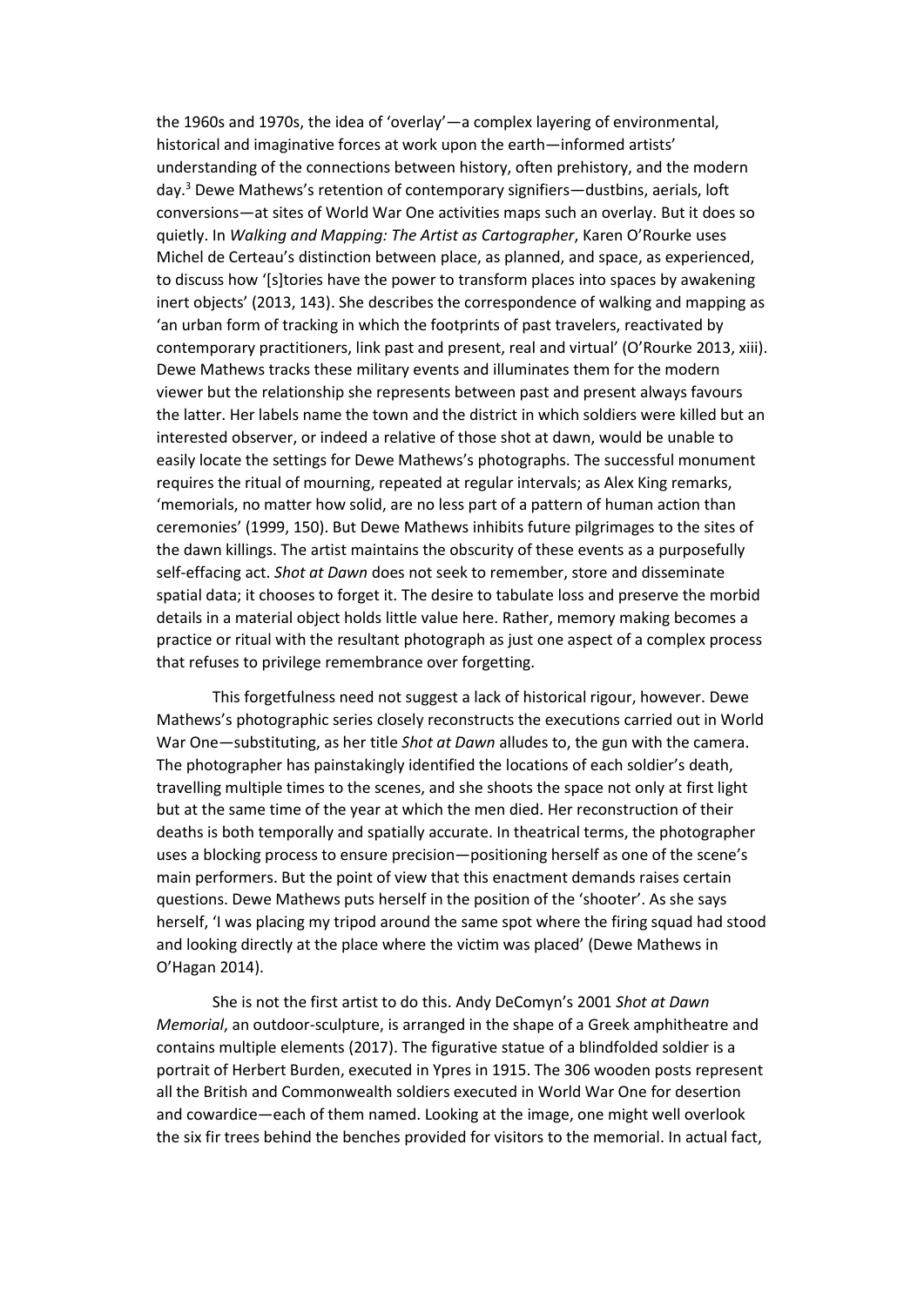the 1960s and 1970s, the idea of 'overlay'—a complex layering of environmental, historical and imaginative forces at work upon the earth—informed artists' understanding of the connections between history, often prehistory, and the modern day.[3] Dewe Mathews's retention of contemporary signifiers—dustbins, aerials, loft conversions—at sites of World War One activities maps such an overlay. But it does so quietly. In *Walking and Mapping: The Artist as Cartographer*, Karen O'Rourke uses Michel de Certeau's distinction between place, as planned, and space, as experienced, to discuss how '[s]tories have the power to transform places into spaces by awakening inert objects' (2013, 143). She describes the correspondence of walking and mapping as 'an urban form of tracking in which the footprints of past travelers, reactivated by contemporary practitioners, link past and present, real and virtual' (O'Rourke 2013, xiii). Dewe Mathews tracks these military events and illuminates them for the modern viewer but the relationship she represents between past and present always favours the latter. Her labels name the town and the district in which soldiers were killed but an interested observer, or indeed a relative of those shot at dawn, would be unable to easily locate the settings for Dewe Mathews's photographs. The successful monument requires the ritual of mourning, repeated at regular intervals; as Alex King remarks, 'memorials, no matter how solid, are no less part of a pattern of human action than ceremonies' (1999, 150). But Dewe Mathews inhibits future pilgrimages to the sites of the dawn killings. The artist maintains the obscurity of these events as a purposefully self-effacing act. *Shot at Dawn* does not seek to remember, store and disseminate spatial data; it chooses to forget it. The desire to tabulate loss and preserve the morbid details in a material object holds little value here. Rather, memory making becomes a practice or ritual with the resultant photograph as just one aspect of a complex process that refuses to privilege remembrance over forgetting.

This forgetfulness need not suggest a lack of historical rigour, however. Dewe Mathews's photographic series closely reconstructs the executions carried out in World War One—substituting, as her title *Shot at Dawn* alludes to, the gun with the camera. The photographer has painstakingly identified the locations of each soldier's death, travelling multiple times to the scenes, and she shoots the space not only at first light but at the same time of the year at which the men died. Her reconstruction of their deaths is both temporally and spatially accurate. In theatrical terms, the photographer uses a blocking process to ensure precision—positioning herself as one of the scene's main performers. But the point of view that this enactment demands raises certain questions. Dewe Mathews puts herself in the position of the 'shooter'. As she says herself, 'I was placing my tripod around the same spot where the firing squad had stood and looking directly at the place where the victim was placed' (Dewe Mathews in O'Hagan 2014).

She is not the first artist to do this. Andy DeComyn's 2001 *Shot at Dawn Memorial*, an outdoor-sculpture, is arranged in the shape of a Greek amphitheatre and contains multiple elements (2017). The figurative statue of a blindfolded soldier is a portrait of Herbert Burden, executed in Ypres in 1915. The 306 wooden posts represent all the British and Commonwealth soldiers executed in World War One for desertion and cowardice—each of them named. Looking at the image, one might well overlook the six fir trees behind the benches provided for visitors to the memorial. In actual fact,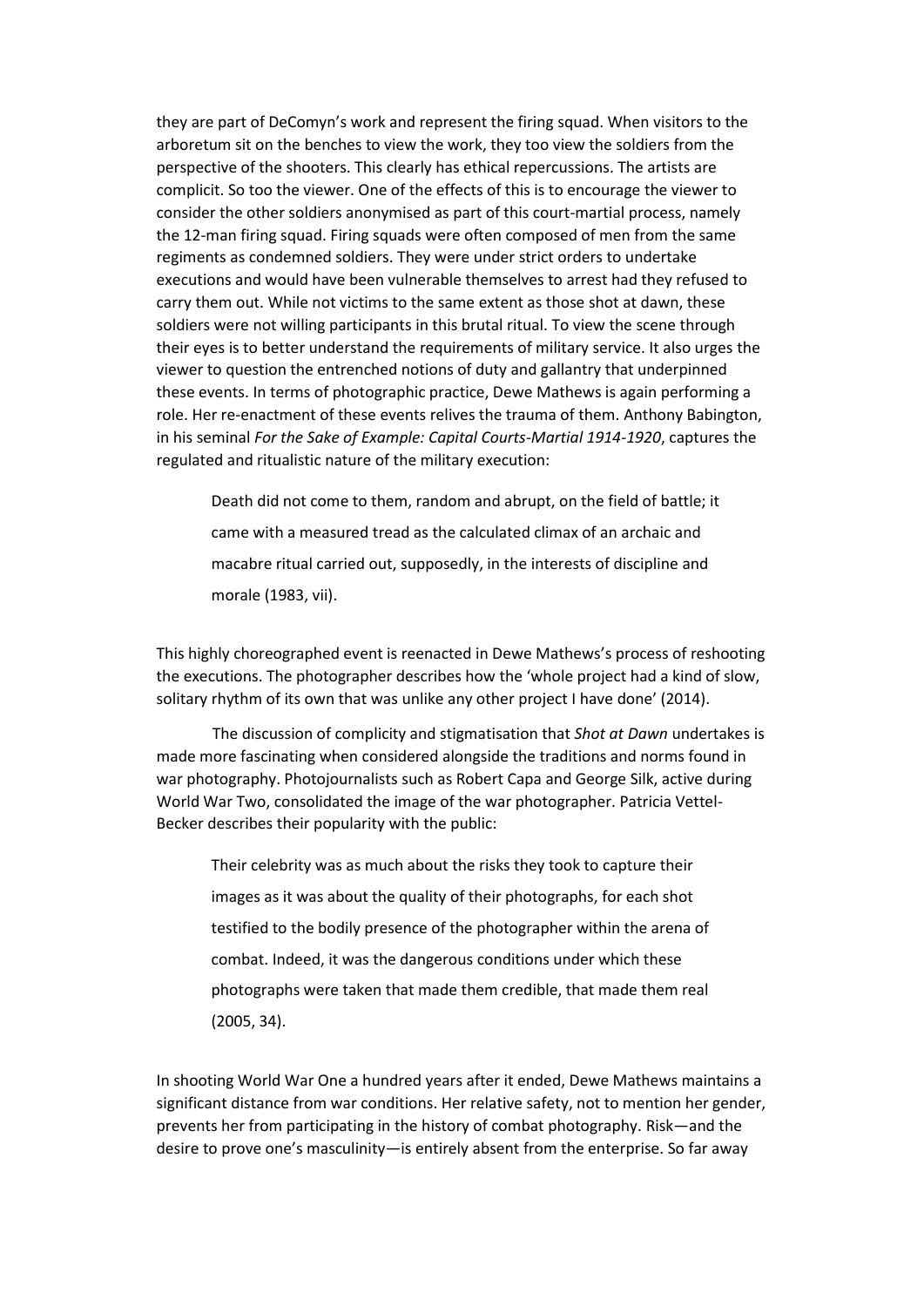they are part of DeComyn's work and represent the firing squad. When visitors to the arboretum sit on the benches to view the work, they too view the soldiers from the perspective of the shooters. This clearly has ethical repercussions. The artists are complicit. So too the viewer. One of the effects of this is to encourage the viewer to consider the other soldiers anonymised as part of this court-martial process, namely the 12-man firing squad. Firing squads were often composed of men from the same regiments as condemned soldiers. They were under strict orders to undertake executions and would have been vulnerable themselves to arrest had they refused to carry them out. While not victims to the same extent as those shot at dawn, these soldiers were not willing participants in this brutal ritual. To view the scene through their eyes is to better understand the requirements of military service. It also urges the viewer to question the entrenched notions of duty and gallantry that underpinned these events. In terms of photographic practice, Dewe Mathews is again performing a role. Her re-enactment of these events relives the trauma of them. Anthony Babington, in his seminal *For the Sake of Example: Capital Courts-Martial 1914-1920*, captures the regulated and ritualistic nature of the military execution:

> Death did not come to them, random and abrupt, on the field of battle; it came with a measured tread as the calculated climax of an archaic and macabre ritual carried out, supposedly, in the interests of discipline and morale (1983, vii).

This highly choreographed event is reenacted in Dewe Mathews's process of reshooting the executions. The photographer describes how the 'whole project had a kind of slow, solitary rhythm of its own that was unlike any other project I have done' (2014).

The discussion of complicity and stigmatisation that *Shot at Dawn* undertakes is made more fascinating when considered alongside the traditions and norms found in war photography. Photojournalists such as Robert Capa and George Silk, active during World War Two, consolidated the image of the war photographer. Patricia Vettel-Becker describes their popularity with the public:

> Their celebrity was as much about the risks they took to capture their images as it was about the quality of their photographs, for each shot testified to the bodily presence of the photographer within the arena of combat. Indeed, it was the dangerous conditions under which these photographs were taken that made them credible, that made them real (2005, 34).

In shooting World War One a hundred years after it ended, Dewe Mathews maintains a significant distance from war conditions. Her relative safety, not to mention her gender, prevents her from participating in the history of combat photography. Risk—and the desire to prove one's masculinity—is entirely absent from the enterprise. So far away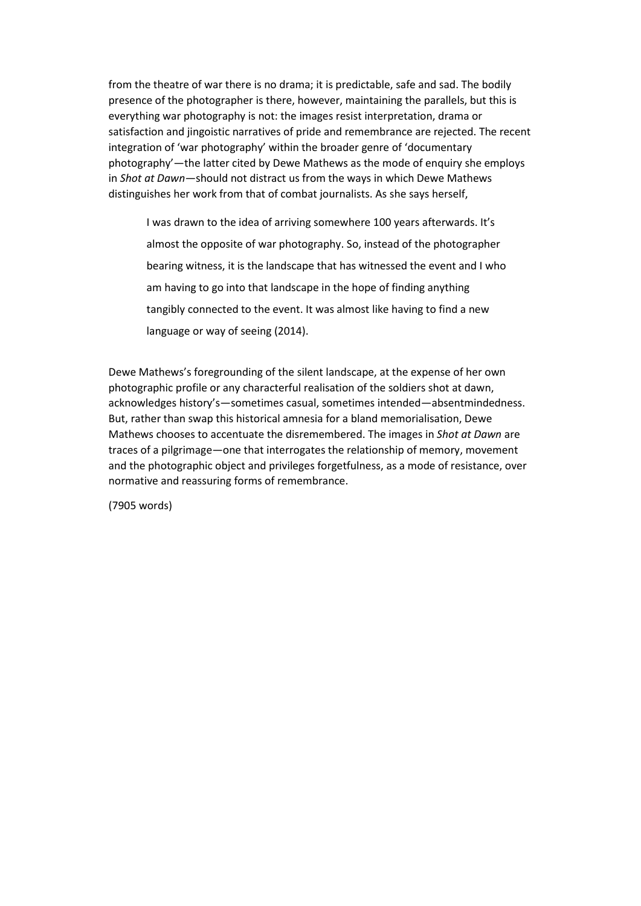from the theatre of war there is no drama; it is predictable, safe and sad. The bodily presence of the photographer is there, however, maintaining the parallels, but this is everything war photography is not: the images resist interpretation, drama or satisfaction and jingoistic narratives of pride and remembrance are rejected. The recent integration of 'war photography' within the broader genre of 'documentary photography'—the latter cited by Dewe Mathews as the mode of enquiry she employs in *Shot at Dawn*—should not distract us from the ways in which Dewe Mathews distinguishes her work from that of combat journalists. As she says herself,

> I was drawn to the idea of arriving somewhere 100 years afterwards. It's almost the opposite of war photography. So, instead of the photographer bearing witness, it is the landscape that has witnessed the event and I who am having to go into that landscape in the hope of finding anything tangibly connected to the event. It was almost like having to find a new language or way of seeing (2014).

Dewe Mathews's foregrounding of the silent landscape, at the expense of her own photographic profile or any characterful realisation of the soldiers shot at dawn, acknowledges history's—sometimes casual, sometimes intended—absentmindedness. But, rather than swap this historical amnesia for a bland memorialisation, Dewe Mathews chooses to accentuate the disremembered. The images in *Shot at Dawn* are traces of a pilgrimage—one that interrogates the relationship of memory, movement and the photographic object and privileges forgetfulness, as a mode of resistance, over normative and reassuring forms of remembrance.

(7905 words)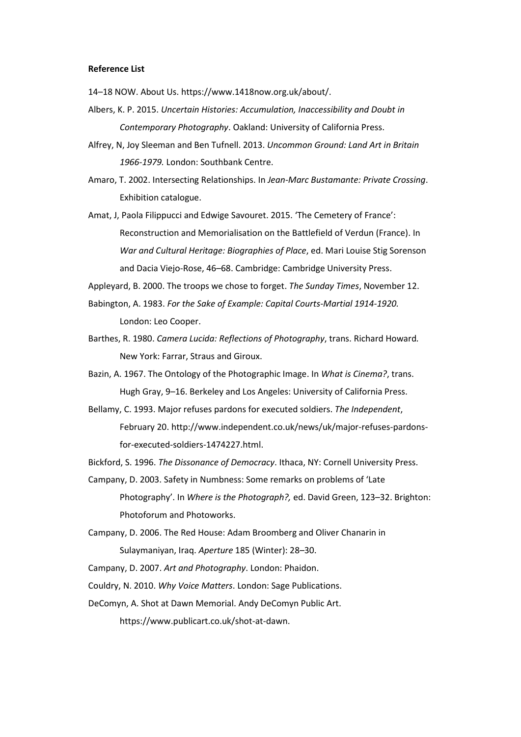**Reference List**

14–18 NOW. About Us. https://www.1418now.org.uk/about/.

Albers, K. P. 2015. *Uncertain Histories: Accumulation, Inaccessibility and Doubt in Contemporary Photography*. Oakland: University of California Press.

Alfrey, N, Joy Sleeman and Ben Tufnell. 2013. *Uncommon Ground: Land Art in Britain 1966-1979.* London: Southbank Centre.

Amaro, T. 2002. Intersecting Relationships. In *Jean-Marc Bustamante: Private Crossing*. Exhibition catalogue.

Amat, J, Paola Filippucci and Edwige Savouret. 2015. 'The Cemetery of France': Reconstruction and Memorialisation on the Battlefield of Verdun (France). In *War and Cultural Heritage: Biographies of Place*, ed. Mari Louise Stig Sorenson and Dacia Viejo-Rose, 46–68. Cambridge: Cambridge University Press.

Appleyard, B. 2000. The troops we chose to forget. *The Sunday Times*, November 12.

Babington, A. 1983. *For the Sake of Example: Capital Courts-Martial 1914-1920.* London: Leo Cooper.

Barthes, R. 1980. *Camera Lucida: Reflections of Photography*, trans. Richard Howard*.* New York: Farrar, Straus and Giroux.

Bazin, A. 1967. The Ontology of the Photographic Image. In *What is Cinema?*, trans. Hugh Gray, 9–16. Berkeley and Los Angeles: University of California Press.

Bellamy, C. 1993. Major refuses pardons for executed soldiers. *The Independent*, February 20. http://www.independent.co.uk/news/uk/major-refuses-pardons-for-executed-soldiers-1474227.html.

Bickford, S. 1996. *The Dissonance of Democracy*. Ithaca, NY: Cornell University Press.

Campany, D. 2003. Safety in Numbness: Some remarks on problems of 'Late Photography'. In *Where is the Photograph?,* ed. David Green, 123–32. Brighton: Photoforum and Photoworks.

Campany, D. 2006. The Red House: Adam Broomberg and Oliver Chanarin in Sulaymaniyan, Iraq. *Aperture* 185 (Winter): 28–30.

Campany, D. 2007. *Art and Photography*. London: Phaidon.

Couldry, N. 2010. *Why Voice Matters*. London: Sage Publications.

DeComyn, A. Shot at Dawn Memorial. Andy DeComyn Public Art. https://www.publicart.co.uk/shot-at-dawn.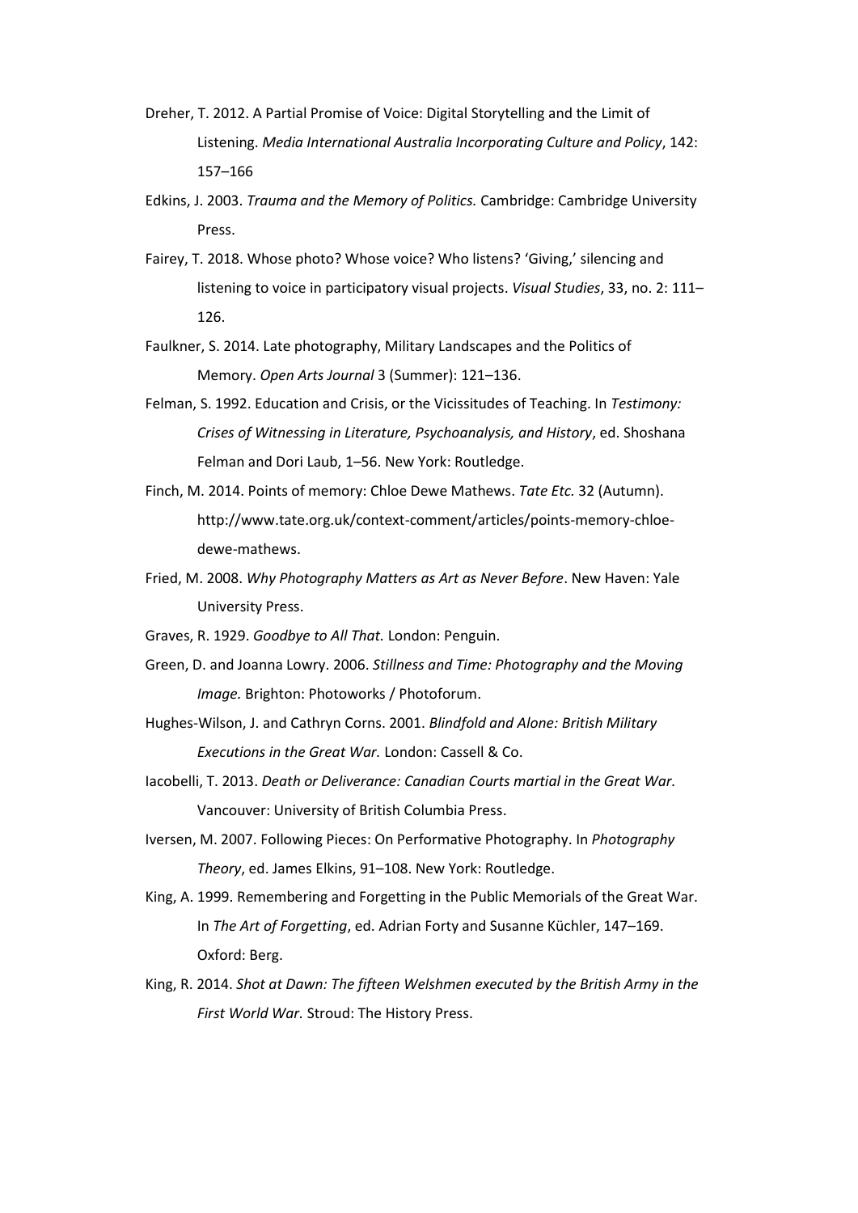Dreher, T. 2012. A Partial Promise of Voice: Digital Storytelling and the Limit of Listening. *Media International Australia Incorporating Culture and Policy*, 142: 157–166

Edkins, J. 2003. *Trauma and the Memory of Politics.* Cambridge: Cambridge University Press.

Fairey, T. 2018. Whose photo? Whose voice? Who listens? 'Giving,' silencing and listening to voice in participatory visual projects. *Visual Studies*, 33, no. 2: 111–126.

Faulkner, S. 2014. Late photography, Military Landscapes and the Politics of Memory. *Open Arts Journal* 3 (Summer): 121–136.

Felman, S. 1992. Education and Crisis, or the Vicissitudes of Teaching. In *Testimony: Crises of Witnessing in Literature, Psychoanalysis, and History*, ed. Shoshana Felman and Dori Laub, 1–56. New York: Routledge.

Finch, M. 2014. Points of memory: Chloe Dewe Mathews. *Tate Etc.* 32 (Autumn). http://www.tate.org.uk/context-comment/articles/points-memory-chloe-dewe-mathews.

Fried, M. 2008. *Why Photography Matters as Art as Never Before*. New Haven: Yale University Press.

Graves, R. 1929. *Goodbye to All That.* London: Penguin.

Green, D. and Joanna Lowry. 2006. *Stillness and Time: Photography and the Moving Image.* Brighton: Photoworks / Photoforum.

Hughes-Wilson, J. and Cathryn Corns. 2001. *Blindfold and Alone: British Military Executions in the Great War.* London: Cassell & Co.

Iacobelli, T. 2013. *Death or Deliverance: Canadian Courts martial in the Great War.* Vancouver: University of British Columbia Press.

Iversen, M. 2007. Following Pieces: On Performative Photography. In *Photography Theory*, ed. James Elkins, 91–108. New York: Routledge.

King, A. 1999. Remembering and Forgetting in the Public Memorials of the Great War. In *The Art of Forgetting*, ed. Adrian Forty and Susanne Küchler, 147–169. Oxford: Berg.

King, R. 2014. *Shot at Dawn: The fifteen Welshmen executed by the British Army in the First World War.* Stroud: The History Press.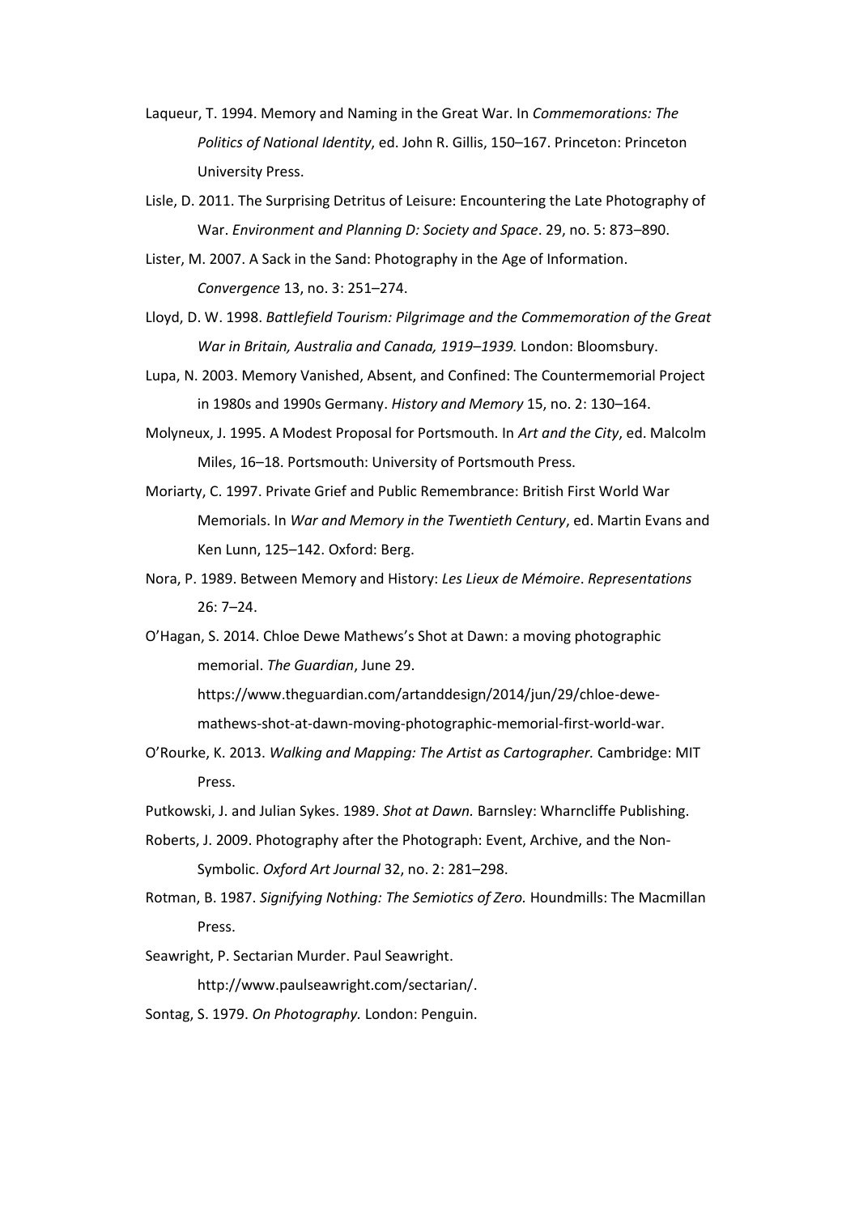Laqueur, T. 1994. Memory and Naming in the Great War. In *Commemorations: The Politics of National Identity*, ed. John R. Gillis, 150–167. Princeton: Princeton University Press.

Lisle, D. 2011. The Surprising Detritus of Leisure: Encountering the Late Photography of War. *Environment and Planning D: Society and Space*. 29, no. 5: 873–890.

Lister, M. 2007. A Sack in the Sand: Photography in the Age of Information. *Convergence* 13, no. 3: 251–274.

Lloyd, D. W. 1998. *Battlefield Tourism: Pilgrimage and the Commemoration of the Great War in Britain, Australia and Canada, 1919–1939.* London: Bloomsbury.

Lupa, N. 2003. Memory Vanished, Absent, and Confined: The Countermemorial Project in 1980s and 1990s Germany. *History and Memory* 15, no. 2: 130–164.

Molyneux, J. 1995. A Modest Proposal for Portsmouth. In *Art and the City*, ed. Malcolm Miles, 16–18. Portsmouth: University of Portsmouth Press.

Moriarty, C. 1997. Private Grief and Public Remembrance: British First World War Memorials. In *War and Memory in the Twentieth Century*, ed. Martin Evans and Ken Lunn, 125–142. Oxford: Berg.

Nora, P. 1989. Between Memory and History: *Les Lieux de Mémoire*. *Representations* 26: 7–24.

O'Hagan, S. 2014. Chloe Dewe Mathews's Shot at Dawn: a moving photographic memorial. *The Guardian*, June 29. https://www.theguardian.com/artanddesign/2014/jun/29/chloe-dewe-mathews-shot-at-dawn-moving-photographic-memorial-first-world-war.

O'Rourke, K. 2013. *Walking and Mapping: The Artist as Cartographer.* Cambridge: MIT Press.

Putkowski, J. and Julian Sykes. 1989. *Shot at Dawn.* Barnsley: Wharncliffe Publishing.

Roberts, J. 2009. Photography after the Photograph: Event, Archive, and the Non-Symbolic. *Oxford Art Journal* 32, no. 2: 281–298.

Rotman, B. 1987. *Signifying Nothing: The Semiotics of Zero.* Houndmills: The Macmillan Press.

Seawright, P. Sectarian Murder. Paul Seawright. http://www.paulseawright.com/sectarian/.

Sontag, S. 1979. *On Photography.* London: Penguin.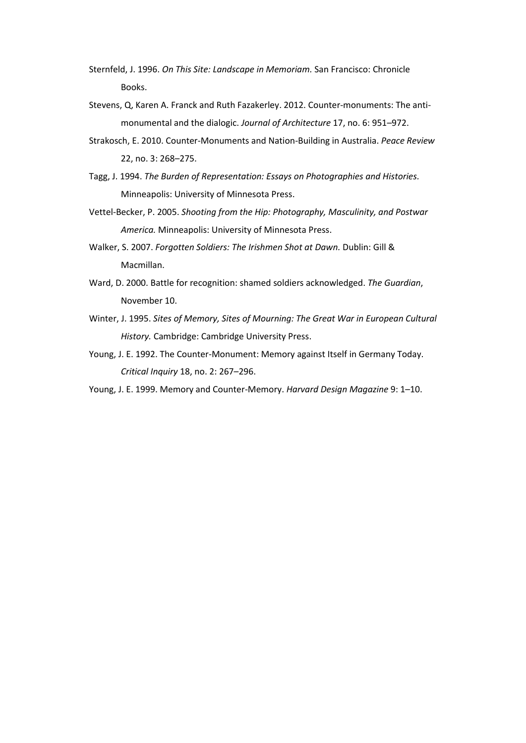Sternfeld, J. 1996. *On This Site: Landscape in Memoriam.* San Francisco: Chronicle Books.

Stevens, Q, Karen A. Franck and Ruth Fazakerley. 2012. Counter-monuments: The anti-monumental and the dialogic. *Journal of Architecture* 17, no. 6: 951–972.

Strakosch, E. 2010. Counter-Monuments and Nation-Building in Australia. *Peace Review* 22, no. 3: 268–275.

Tagg, J. 1994. *The Burden of Representation: Essays on Photographies and Histories.* Minneapolis: University of Minnesota Press.

Vettel-Becker, P. 2005. *Shooting from the Hip: Photography, Masculinity, and Postwar America.* Minneapolis: University of Minnesota Press.

Walker, S. 2007. *Forgotten Soldiers: The Irishmen Shot at Dawn.* Dublin: Gill & Macmillan.

Ward, D. 2000. Battle for recognition: shamed soldiers acknowledged. *The Guardian*, November 10.

Winter, J. 1995. *Sites of Memory, Sites of Mourning: The Great War in European Cultural History.* Cambridge: Cambridge University Press.

Young, J. E. 1992. The Counter-Monument: Memory against Itself in Germany Today. *Critical Inquiry* 18, no. 2: 267–296.

Young, J. E. 1999. Memory and Counter-Memory. *Harvard Design Magazine* 9: 1–10.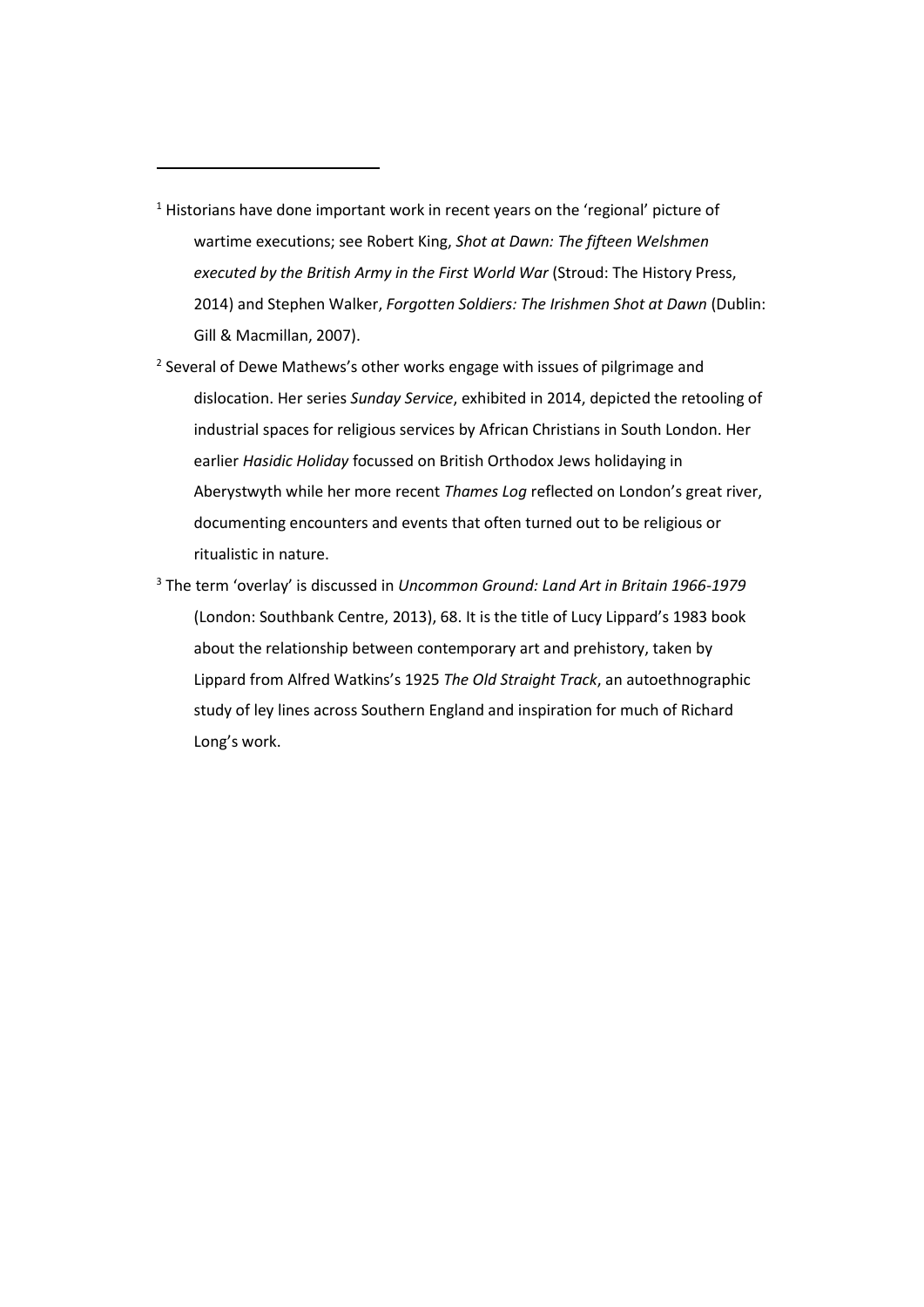[1] Historians have done important work in recent years on the 'regional' picture of wartime executions; see Robert King, *Shot at Dawn: The fifteen Welshmen executed by the British Army in the First World War* (Stroud: The History Press, 2014) and Stephen Walker, *Forgotten Soldiers: The Irishmen Shot at Dawn* (Dublin: Gill & Macmillan, 2007).

[2] Several of Dewe Mathews's other works engage with issues of pilgrimage and dislocation. Her series *Sunday Service*, exhibited in 2014, depicted the retooling of industrial spaces for religious services by African Christians in South London. Her earlier *Hasidic Holiday* focussed on British Orthodox Jews holidaying in Aberystwyth while her more recent *Thames Log* reflected on London's great river, documenting encounters and events that often turned out to be religious or ritualistic in nature.

[3] The term 'overlay' is discussed in *Uncommon Ground: Land Art in Britain 1966-1979* (London: Southbank Centre, 2013), 68. It is the title of Lucy Lippard's 1983 book about the relationship between contemporary art and prehistory, taken by Lippard from Alfred Watkins's 1925 *The Old Straight Track*, an autoethnographic study of ley lines across Southern England and inspiration for much of Richard Long's work.